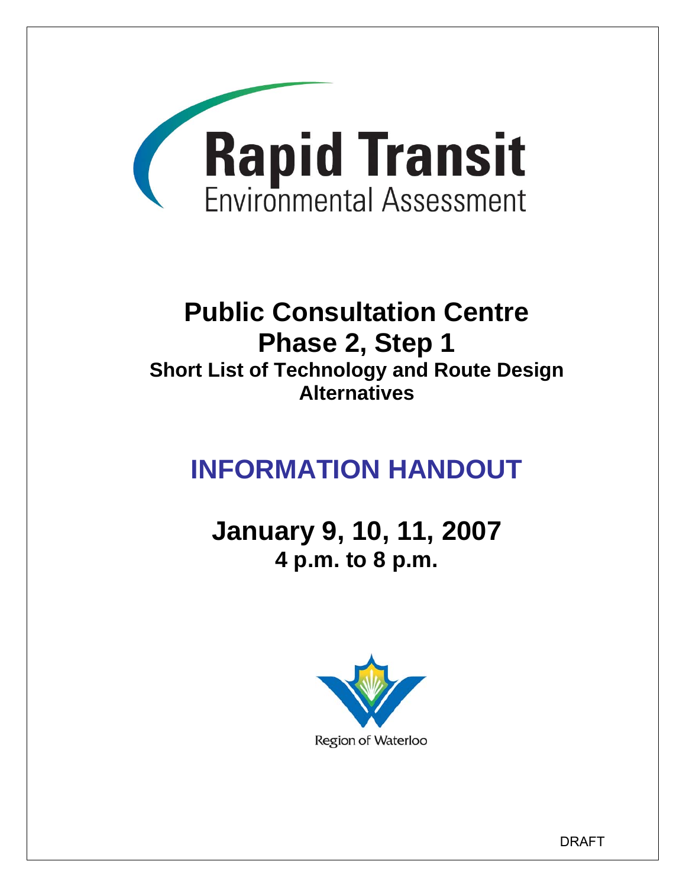# Rapid Transit

Environmental Assessment

# Public Consultation Centre

## Phase 2, Step 1

### Short List of Technology and Route Design Alternatives

# INFORMATION HANDOUT

## January 9, 10, 11, 2007

### 4 p.m. to 8 p.m.

Region of Waterloo

DRAFT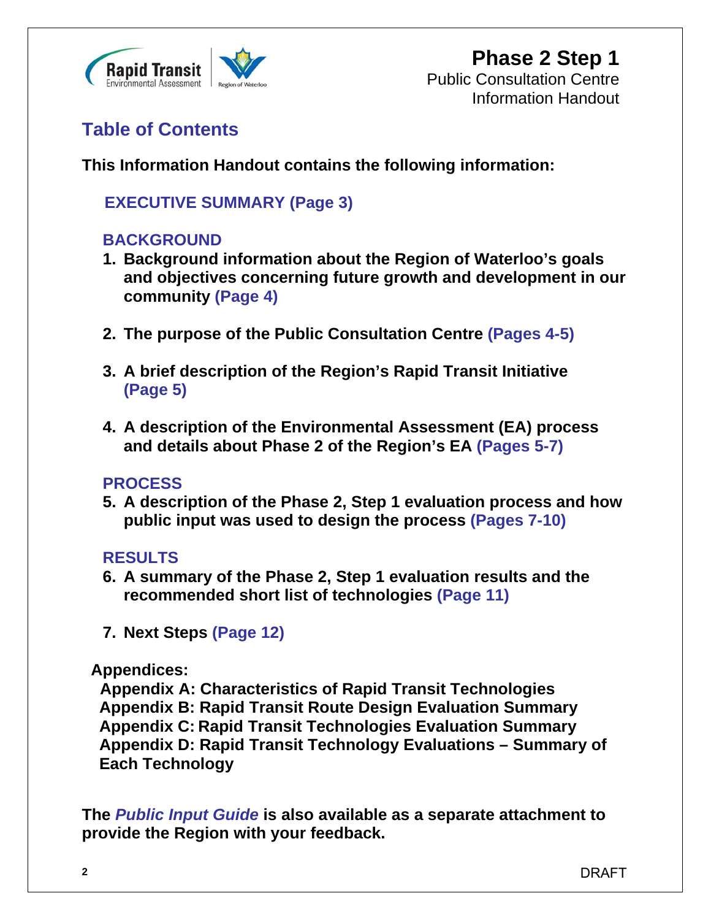Phase 2 Step 1
Public Consultation Centre
Information Handout

## Table of Contents

**This Information Handout contains the following information:**

**EXECUTIVE SUMMARY (Page 3)**

**BACKGROUND**

1. **Background information about the Region of Waterloo's goals and objectives concerning future growth and development in our community (Page 4)**

2. **The purpose of the Public Consultation Centre (Pages 4-5)**

3. **A brief description of the Region's Rapid Transit Initiative (Page 5)**

4. **A description of the Environmental Assessment (EA) process and details about Phase 2 of the Region's EA (Pages 5-7)**

**PROCESS**

5. **A description of the Phase 2, Step 1 evaluation process and how public input was used to design the process (Pages 7-10)**

**RESULTS**

6. **A summary of the Phase 2, Step 1 evaluation results and the recommended short list of technologies (Page 11)**

7. **Next Steps (Page 12)**

**Appendices:**

**Appendix A: Characteristics of Rapid Transit Technologies**
**Appendix B: Rapid Transit Route Design Evaluation Summary**
**Appendix C: Rapid Transit Technologies Evaluation Summary**
**Appendix D: Rapid Transit Technology Evaluations – Summary of Each Technology**

**The *Public Input Guide* is also available as a separate attachment to provide the Region with your feedback.**

DRAFT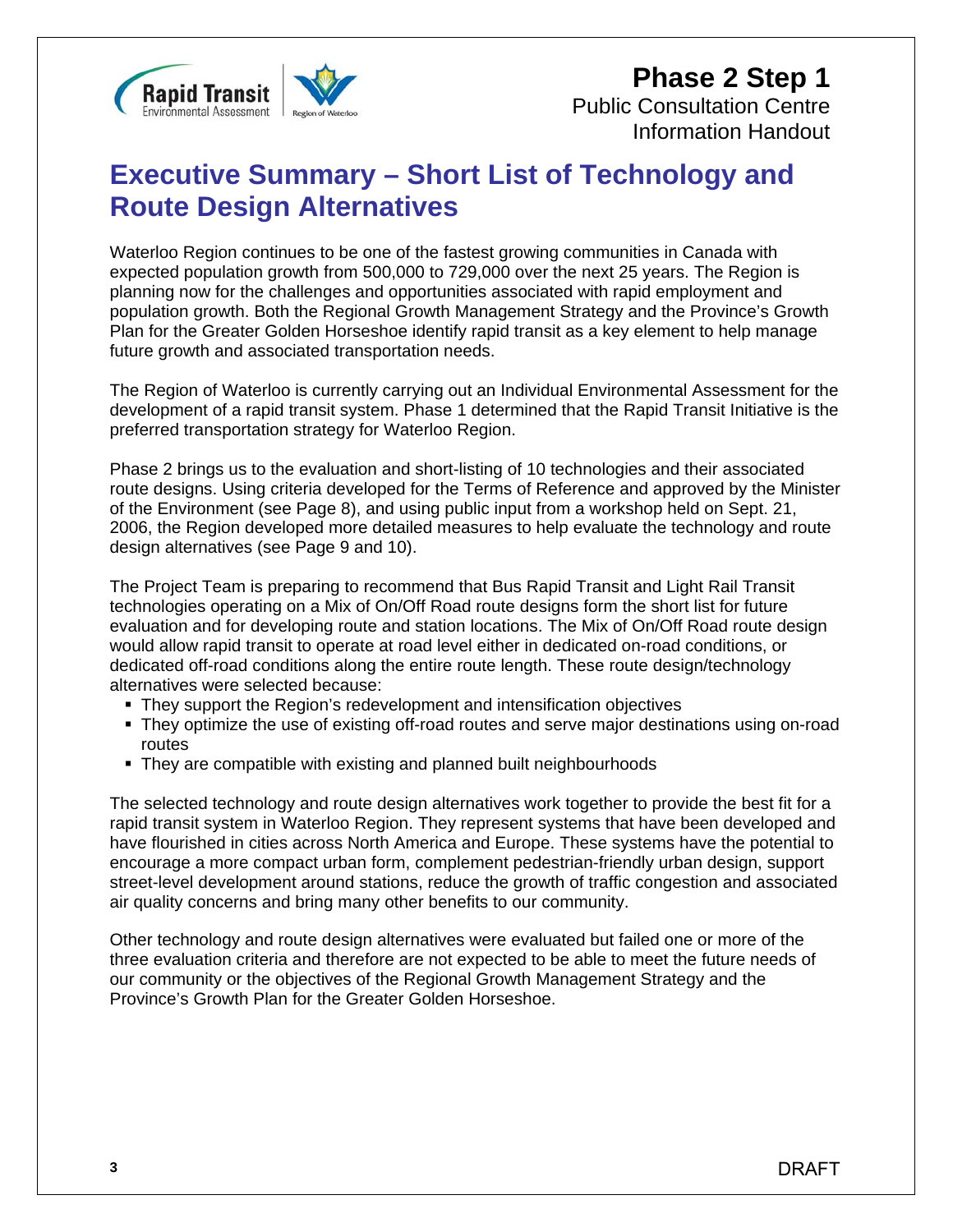# Executive Summary – Short List of Technology and Route Design Alternatives

Waterloo Region continues to be one of the fastest growing communities in Canada with expected population growth from 500,000 to 729,000 over the next 25 years. The Region is planning now for the challenges and opportunities associated with rapid employment and population growth. Both the Regional Growth Management Strategy and the Province's Growth Plan for the Greater Golden Horseshoe identify rapid transit as a key element to help manage future growth and associated transportation needs.

The Region of Waterloo is currently carrying out an Individual Environmental Assessment for the development of a rapid transit system. Phase 1 determined that the Rapid Transit Initiative is the preferred transportation strategy for Waterloo Region.

Phase 2 brings us to the evaluation and short-listing of 10 technologies and their associated route designs. Using criteria developed for the Terms of Reference and approved by the Minister of the Environment (see Page 8), and using public input from a workshop held on Sept. 21, 2006, the Region developed more detailed measures to help evaluate the technology and route design alternatives (see Page 9 and 10).

The Project Team is preparing to recommend that Bus Rapid Transit and Light Rail Transit technologies operating on a Mix of On/Off Road route designs form the short list for future evaluation and for developing route and station locations. The Mix of On/Off Road route design would allow rapid transit to operate at road level either in dedicated on-road conditions, or dedicated off-road conditions along the entire route length. These route design/technology alternatives were selected because:

- They support the Region's redevelopment and intensification objectives
- They optimize the use of existing off-road routes and serve major destinations using on-road routes
- They are compatible with existing and planned built neighbourhoods

The selected technology and route design alternatives work together to provide the best fit for a rapid transit system in Waterloo Region. They represent systems that have been developed and have flourished in cities across North America and Europe. These systems have the potential to encourage a more compact urban form, complement pedestrian-friendly urban design, support street-level development around stations, reduce the growth of traffic congestion and associated air quality concerns and bring many other benefits to our community.

Other technology and route design alternatives were evaluated but failed one or more of the three evaluation criteria and therefore are not expected to be able to meet the future needs of our community or the objectives of the Regional Growth Management Strategy and the Province's Growth Plan for the Greater Golden Horseshoe.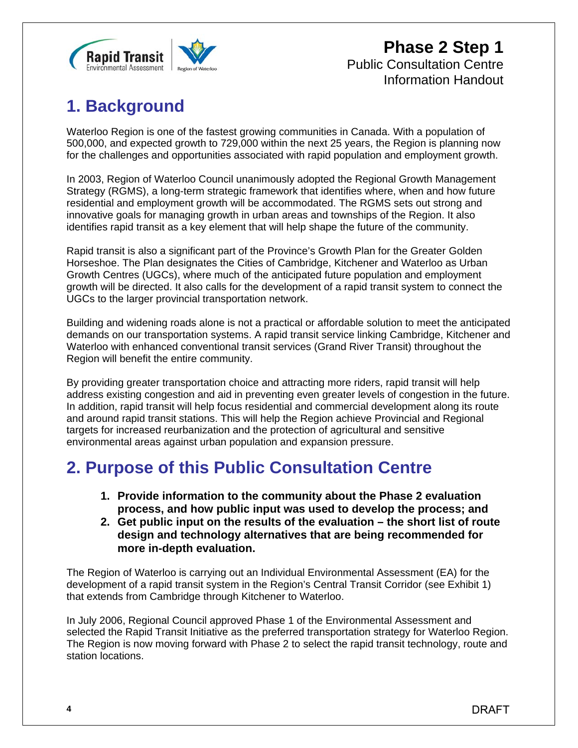# 1. Background

Waterloo Region is one of the fastest growing communities in Canada. With a population of 500,000, and expected growth to 729,000 within the next 25 years, the Region is planning now for the challenges and opportunities associated with rapid population and employment growth.

In 2003, Region of Waterloo Council unanimously adopted the Regional Growth Management Strategy (RGMS), a long-term strategic framework that identifies where, when and how future residential and employment growth will be accommodated. The RGMS sets out strong and innovative goals for managing growth in urban areas and townships of the Region. It also identifies rapid transit as a key element that will help shape the future of the community.

Rapid transit is also a significant part of the Province's Growth Plan for the Greater Golden Horseshoe. The Plan designates the Cities of Cambridge, Kitchener and Waterloo as Urban Growth Centres (UGCs), where much of the anticipated future population and employment growth will be directed. It also calls for the development of a rapid transit system to connect the UGCs to the larger provincial transportation network.

Building and widening roads alone is not a practical or affordable solution to meet the anticipated demands on our transportation systems. A rapid transit service linking Cambridge, Kitchener and Waterloo with enhanced conventional transit services (Grand River Transit) throughout the Region will benefit the entire community.

By providing greater transportation choice and attracting more riders, rapid transit will help address existing congestion and aid in preventing even greater levels of congestion in the future. In addition, rapid transit will help focus residential and commercial development along its route and around rapid transit stations. This will help the Region achieve Provincial and Regional targets for increased reurbanization and the protection of agricultural and sensitive environmental areas against urban population and expansion pressure.

# 2. Purpose of this Public Consultation Centre

1. **Provide information to the community about the Phase 2 evaluation process, and how public input was used to develop the process; and**
2. **Get public input on the results of the evaluation – the short list of route design and technology alternatives that are being recommended for more in-depth evaluation.**

The Region of Waterloo is carrying out an Individual Environmental Assessment (EA) for the development of a rapid transit system in the Region's Central Transit Corridor (see Exhibit 1) that extends from Cambridge through Kitchener to Waterloo.

In July 2006, Regional Council approved Phase 1 of the Environmental Assessment and selected the Rapid Transit Initiative as the preferred transportation strategy for Waterloo Region. The Region is now moving forward with Phase 2 to select the rapid transit technology, route and station locations.

DRAFT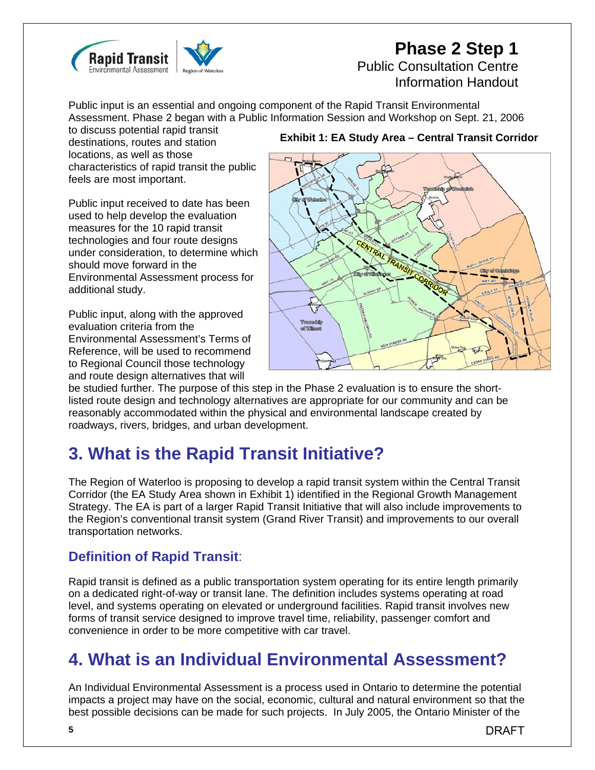# Phase 2 Step 1
Public Consultation Centre
Information Handout

Public input is an essential and ongoing component of the Rapid Transit Environmental Assessment. Phase 2 began with a Public Information Session and Workshop on Sept. 21, 2006 to discuss potential rapid transit destinations, routes and station locations, as well as those characteristics of rapid transit the public feels are most important.

Public input received to date has been used to help develop the evaluation measures for the 10 rapid transit technologies and four route designs under consideration, to determine which should move forward in the Environmental Assessment process for additional study.

Public input, along with the approved evaluation criteria from the Environmental Assessment's Terms of Reference, will be used to recommend to Regional Council those technology and route design alternatives that will be studied further. The purpose of this step in the Phase 2 evaluation is to ensure the short-listed route design and technology alternatives are appropriate for our community and can be reasonably accommodated within the physical and environmental landscape created by roadways, rivers, bridges, and urban development.

**Exhibit 1: EA Study Area – Central Transit Corridor**

## 3. What is the Rapid Transit Initiative?

The Region of Waterloo is proposing to develop a rapid transit system within the Central Transit Corridor (the EA Study Area shown in Exhibit 1) identified in the Regional Growth Management Strategy. The EA is part of a larger Rapid Transit Initiative that will also include improvements to the Region's conventional transit system (Grand River Transit) and improvements to our overall transportation networks.

### Definition of Rapid Transit:

Rapid transit is defined as a public transportation system operating for its entire length primarily on a dedicated right-of-way or transit lane. The definition includes systems operating at road level, and systems operating on elevated or underground facilities. Rapid transit involves new forms of transit service designed to improve travel time, reliability, passenger comfort and convenience in order to be more competitive with car travel.

## 4. What is an Individual Environmental Assessment?

An Individual Environmental Assessment is a process used in Ontario to determine the potential impacts a project may have on the social, economic, cultural and natural environment so that the best possible decisions can be made for such projects. In July 2005, the Ontario Minister of the

DRAFT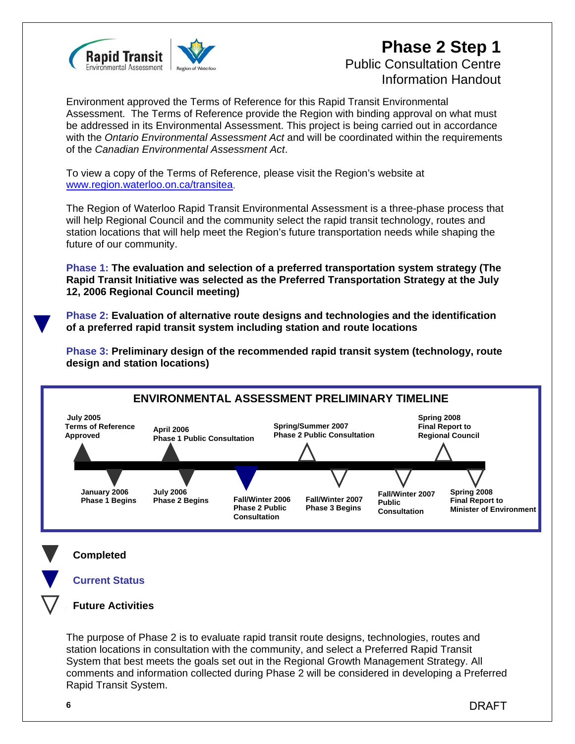# Phase 2 Step 1

Public Consultation Centre
Information Handout

Environment approved the Terms of Reference for this Rapid Transit Environmental Assessment. The Terms of Reference provide the Region with binding approval on what must be addressed in its Environmental Assessment. This project is being carried out in accordance with the *Ontario Environmental Assessment Act* and will be coordinated within the requirements of the *Canadian Environmental Assessment Act*.

To view a copy of the Terms of Reference, please visit the Region's website at www.region.waterloo.on.ca/transitea.

The Region of Waterloo Rapid Transit Environmental Assessment is a three-phase process that will help Regional Council and the community select the rapid transit technology, routes and station locations that will help meet the Region's future transportation needs while shaping the future of our community.

**Phase 1: The evaluation and selection of a preferred transportation system strategy (The Rapid Transit Initiative was selected as the Preferred Transportation Strategy at the July 12, 2006 Regional Council meeting)**

**Phase 2: Evaluation of alternative route designs and technologies and the identification of a preferred rapid transit system including station and route locations**

**Phase 3: Preliminary design of the recommended rapid transit system (technology, route design and station locations)**

## ENVIRONMENTAL ASSESSMENT PRELIMINARY TIMELINE

| Date | Activity | Status |
|---|---|---|
| July 2005 | Terms of Reference Approved | Completed |
| January 2006 | Phase 1 Begins | Completed |
| April 2006 | Phase 1 Public Consultation | Completed |
| July 2006 | Phase 2 Begins | Completed |
| Fall/Winter 2006 | Phase 2 Public Consultation | Current Status |
| Spring/Summer 2007 | Phase 2 Public Consultation | Future Activities |
| Fall/Winter 2007 | Phase 3 Begins | Future Activities |
| Fall/Winter 2007 | Public Consultation | Future Activities |
| Spring 2008 | Final Report to Regional Council | Future Activities |
| Spring 2008 | Final Report to Minister of Environment | Future Activities |

**Completed**

**Current Status**

**Future Activities**

The purpose of Phase 2 is to evaluate rapid transit route designs, technologies, routes and station locations in consultation with the community, and select a Preferred Rapid Transit System that best meets the goals set out in the Regional Growth Management Strategy. All comments and information collected during Phase 2 will be considered in developing a Preferred Rapid Transit System.

DRAFT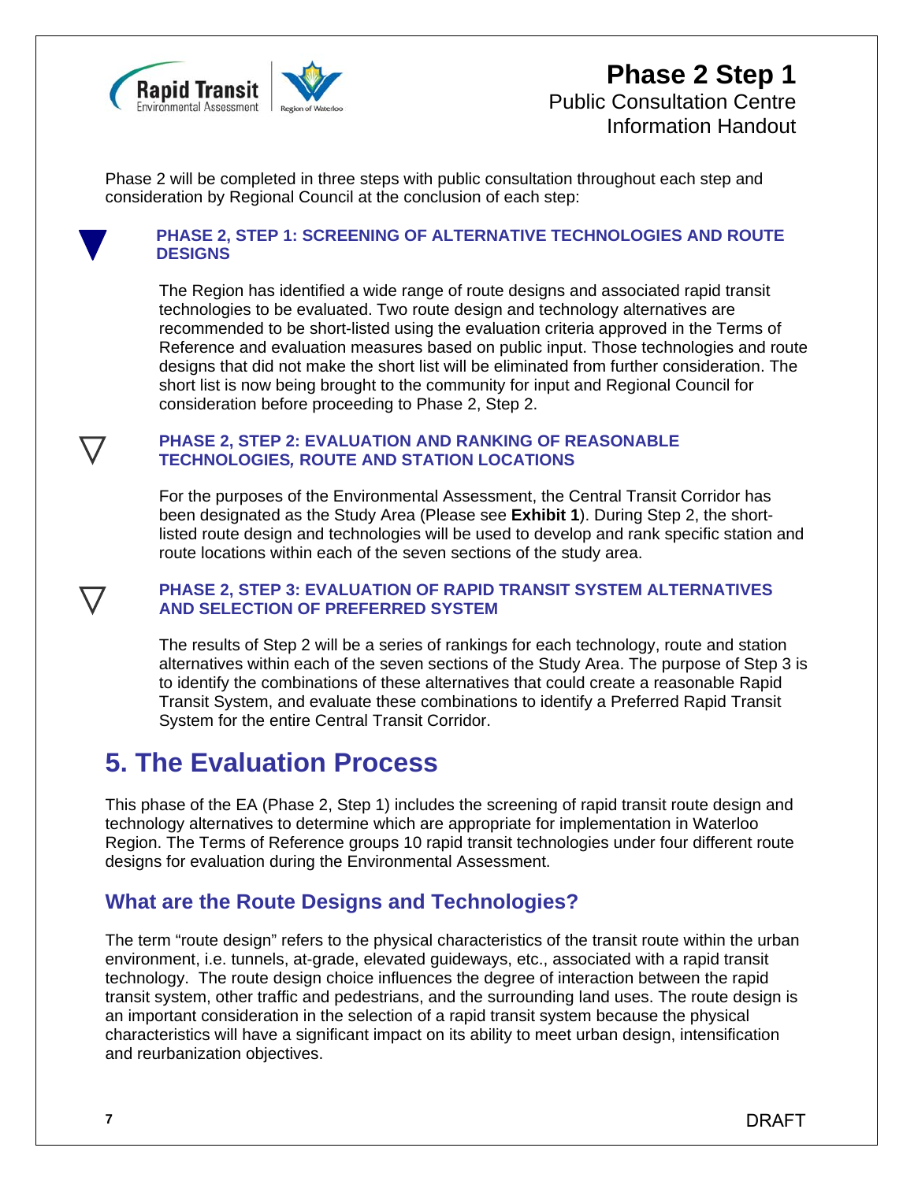Phase 2 will be completed in three steps with public consultation throughout each step and consideration by Regional Council at the conclusion of each step:

### PHASE 2, STEP 1: SCREENING OF ALTERNATIVE TECHNOLOGIES AND ROUTE DESIGNS

The Region has identified a wide range of route designs and associated rapid transit technologies to be evaluated. Two route design and technology alternatives are recommended to be short-listed using the evaluation criteria approved in the Terms of Reference and evaluation measures based on public input. Those technologies and route designs that did not make the short list will be eliminated from further consideration. The short list is now being brought to the community for input and Regional Council for consideration before proceeding to Phase 2, Step 2.

### PHASE 2, STEP 2: EVALUATION AND RANKING OF REASONABLE TECHNOLOGIES, ROUTE AND STATION LOCATIONS

For the purposes of the Environmental Assessment, the Central Transit Corridor has been designated as the Study Area (Please see **Exhibit 1**). During Step 2, the short-listed route design and technologies will be used to develop and rank specific station and route locations within each of the seven sections of the study area.

### PHASE 2, STEP 3: EVALUATION OF RAPID TRANSIT SYSTEM ALTERNATIVES AND SELECTION OF PREFERRED SYSTEM

The results of Step 2 will be a series of rankings for each technology, route and station alternatives within each of the seven sections of the Study Area. The purpose of Step 3 is to identify the combinations of these alternatives that could create a reasonable Rapid Transit System, and evaluate these combinations to identify a Preferred Rapid Transit System for the entire Central Transit Corridor.

# 5. The Evaluation Process

This phase of the EA (Phase 2, Step 1) includes the screening of rapid transit route design and technology alternatives to determine which are appropriate for implementation in Waterloo Region. The Terms of Reference groups 10 rapid transit technologies under four different route designs for evaluation during the Environmental Assessment.

## What are the Route Designs and Technologies?

The term "route design" refers to the physical characteristics of the transit route within the urban environment, i.e. tunnels, at-grade, elevated guideways, etc., associated with a rapid transit technology. The route design choice influences the degree of interaction between the rapid transit system, other traffic and pedestrians, and the surrounding land uses. The route design is an important consideration in the selection of a rapid transit system because the physical characteristics will have a significant impact on its ability to meet urban design, intensification and reurbanization objectives.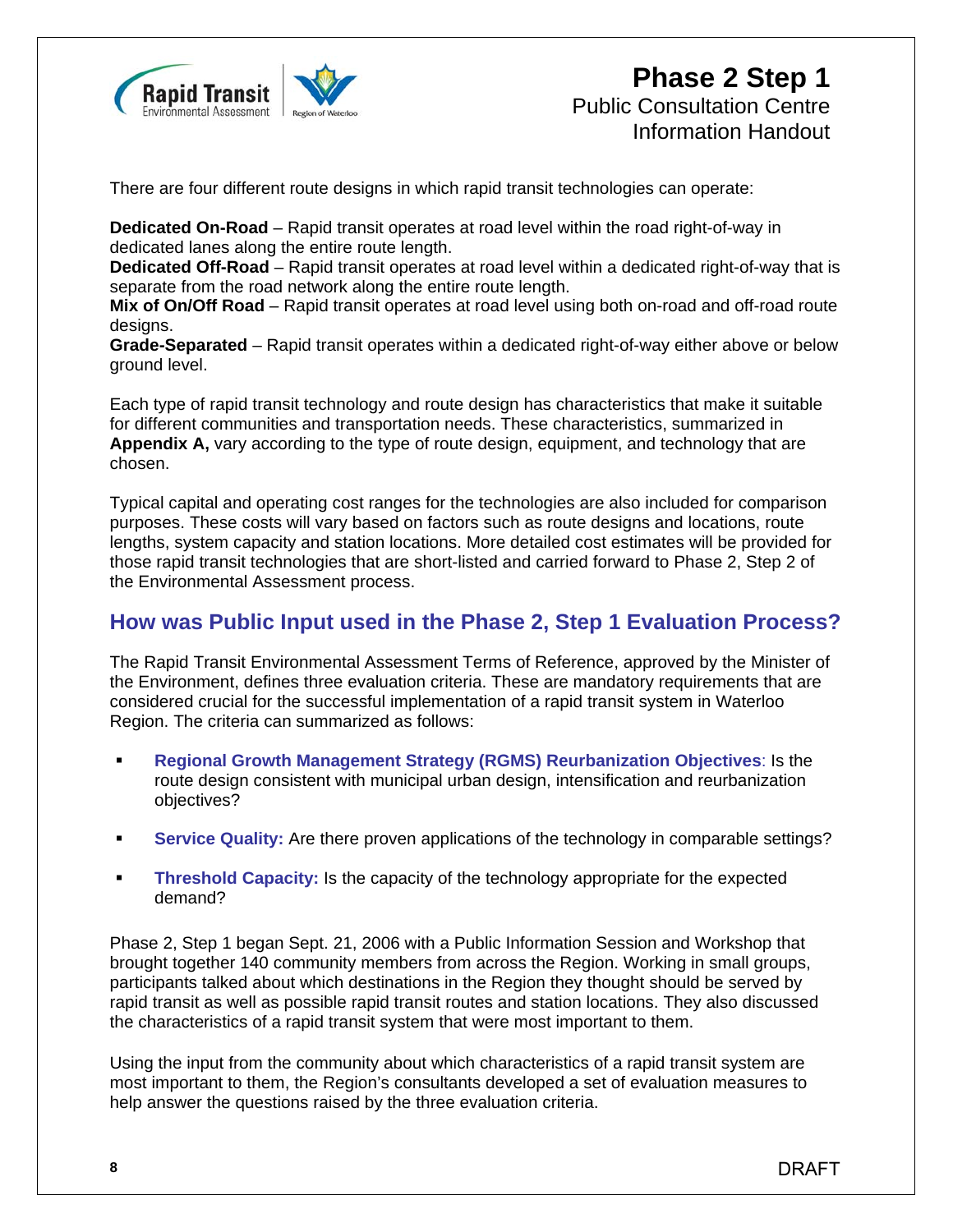There are four different route designs in which rapid transit technologies can operate:

**Dedicated On-Road** – Rapid transit operates at road level within the road right-of-way in dedicated lanes along the entire route length.
**Dedicated Off-Road** – Rapid transit operates at road level within a dedicated right-of-way that is separate from the road network along the entire route length.
**Mix of On/Off Road** – Rapid transit operates at road level using both on-road and off-road route designs.
**Grade-Separated** – Rapid transit operates within a dedicated right-of-way either above or below ground level.

Each type of rapid transit technology and route design has characteristics that make it suitable for different communities and transportation needs. These characteristics, summarized in **Appendix A,** vary according to the type of route design, equipment, and technology that are chosen.

Typical capital and operating cost ranges for the technologies are also included for comparison purposes. These costs will vary based on factors such as route designs and locations, route lengths, system capacity and station locations. More detailed cost estimates will be provided for those rapid transit technologies that are short-listed and carried forward to Phase 2, Step 2 of the Environmental Assessment process.

## How was Public Input used in the Phase 2, Step 1 Evaluation Process?

The Rapid Transit Environmental Assessment Terms of Reference, approved by the Minister of the Environment, defines three evaluation criteria. These are mandatory requirements that are considered crucial for the successful implementation of a rapid transit system in Waterloo Region. The criteria can summarized as follows:

- **Regional Growth Management Strategy (RGMS) Reurbanization Objectives**: Is the route design consistent with municipal urban design, intensification and reurbanization objectives?
- **Service Quality:** Are there proven applications of the technology in comparable settings?
- **Threshold Capacity:** Is the capacity of the technology appropriate for the expected demand?

Phase 2, Step 1 began Sept. 21, 2006 with a Public Information Session and Workshop that brought together 140 community members from across the Region. Working in small groups, participants talked about which destinations in the Region they thought should be served by rapid transit as well as possible rapid transit routes and station locations. They also discussed the characteristics of a rapid transit system that were most important to them.

Using the input from the community about which characteristics of a rapid transit system are most important to them, the Region's consultants developed a set of evaluation measures to help answer the questions raised by the three evaluation criteria.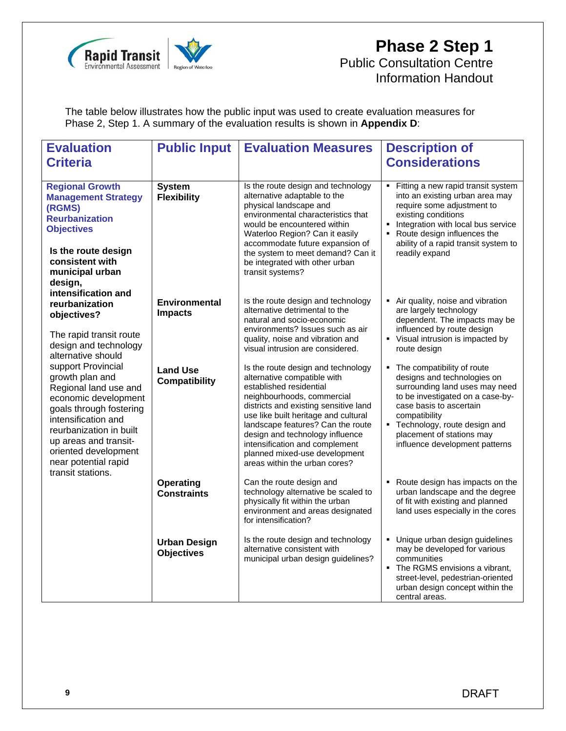# Phase 2 Step 1

Public Consultation Centre
Information Handout

The table below illustrates how the public input was used to create evaluation measures for Phase 2, Step 1. A summary of the evaluation results is shown in **Appendix D**:

| Evaluation Criteria | Public Input | Evaluation Measures | Description of Considerations |
|---|---|---|---|
| **Regional Growth Management Strategy (RGMS) Reurbanization Objectives**<br><br>**Is the route design consistent with municipal urban design, intensification and reurbanization objectives?**<br><br>The rapid transit route design and technology alternative should support Provincial growth plan and Regional land use and economic development goals through fostering intensification and reurbanization in built up areas and transit-oriented development near potential rapid transit stations. | **System Flexibility** | Is the route design and technology alternative adaptable to the physical landscape and environmental characteristics that would be encountered within Waterloo Region? Can it easily accommodate future expansion of the system to meet demand? Can it be integrated with other urban transit systems? | ▪ Fitting a new rapid transit system into an existing urban area may require some adjustment to existing conditions<br>▪ Integration with local bus service<br>▪ Route design influences the ability of a rapid transit system to readily expand |
| | **Environmental Impacts** | Is the route design and technology alternative detrimental to the natural and socio-economic environments? Issues such as air quality, noise and vibration and visual intrusion are considered. | ▪ Air quality, noise and vibration are largely technology dependent. The impacts may be influenced by route design<br>▪ Visual intrusion is impacted by route design |
| | **Land Use Compatibility** | Is the route design and technology alternative compatible with established residential neighbourhoods, commercial districts and existing sensitive land use like built heritage and cultural landscape features? Can the route design and technology influence intensification and complement planned mixed-use development areas within the urban cores? | ▪ The compatibility of route designs and technologies on surrounding land uses may need to be investigated on a case-by-case basis to ascertain compatibility<br>▪ Technology, route design and placement of stations may influence development patterns |
| | **Operating Constraints** | Can the route design and technology alternative be scaled to physically fit within the urban environment and areas designated for intensification? | ▪ Route design has impacts on the urban landscape and the degree of fit with existing and planned land uses especially in the cores |
| | **Urban Design Objectives** | Is the route design and technology alternative consistent with municipal urban design guidelines? | ▪ Unique urban design guidelines may be developed for various communities<br>▪ The RGMS envisions a vibrant, street-level, pedestrian-oriented urban design concept within the central areas. |

DRAFT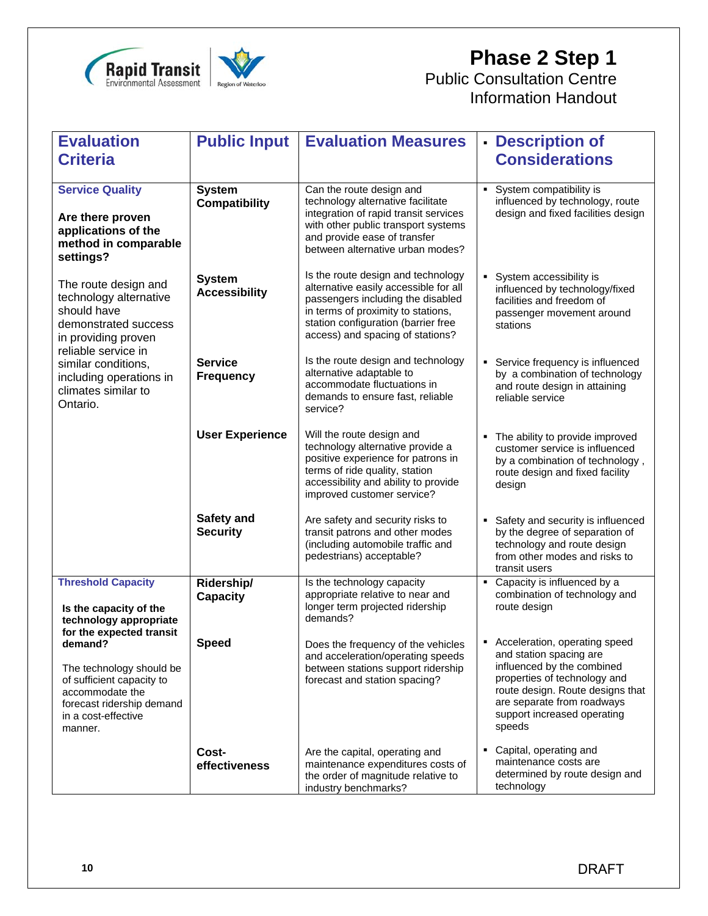# Phase 2 Step 1

Public Consultation Centre
Information Handout

| Evaluation Criteria | Public Input | Evaluation Measures | ▪ Description of Considerations |
|---|---|---|---|
| **Service Quality**<br><br>**Are there proven applications of the method in comparable settings?**<br><br>The route design and technology alternative should have demonstrated success in providing proven reliable service in similar conditions, including operations in climates similar to Ontario. | **System Compatibility** | Can the route design and technology alternative facilitate integration of rapid transit services with other public transport systems and provide ease of transfer between alternative urban modes? | ▪ System compatibility is influenced by technology, route design and fixed facilities design |
| | **System Accessibility** | Is the route design and technology alternative easily accessible for all passengers including the disabled in terms of proximity to stations, station configuration (barrier free access) and spacing of stations? | ▪ System accessibility is influenced by technology/fixed facilities and freedom of passenger movement around stations |
| | **Service Frequency** | Is the route design and technology alternative adaptable to accommodate fluctuations in demands to ensure fast, reliable service? | ▪ Service frequency is influenced by a combination of technology and route design in attaining reliable service |
| | **User Experience** | Will the route design and technology alternative provide a positive experience for patrons in terms of ride quality, station accessibility and ability to provide improved customer service? | ▪ The ability to provide improved customer service is influenced by a combination of technology , route design and fixed facility design |
| | **Safety and Security** | Are safety and security risks to transit patrons and other modes (including automobile traffic and pedestrians) acceptable? | ▪ Safety and security is influenced by the degree of separation of technology and route design from other modes and risks to transit users |
| **Threshold Capacity**<br><br>**Is the capacity of the technology appropriate for the expected transit demand?**<br><br>The technology should be of sufficient capacity to accommodate the forecast ridership demand in a cost-effective manner. | **Ridership/ Capacity** | Is the technology capacity appropriate relative to near and longer term projected ridership demands? | ▪ Capacity is influenced by a combination of technology and route design |
| | **Speed** | Does the frequency of the vehicles and acceleration/operating speeds between stations support ridership forecast and station spacing? | ▪ Acceleration, operating speed and station spacing are influenced by the combined properties of technology and route design. Route designs that are separate from roadways support increased operating speeds |
| | **Cost-effectiveness** | Are the capital, operating and maintenance expenditures costs of the order of magnitude relative to industry benchmarks? | ▪ Capital, operating and maintenance costs are determined by route design and technology |

DRAFT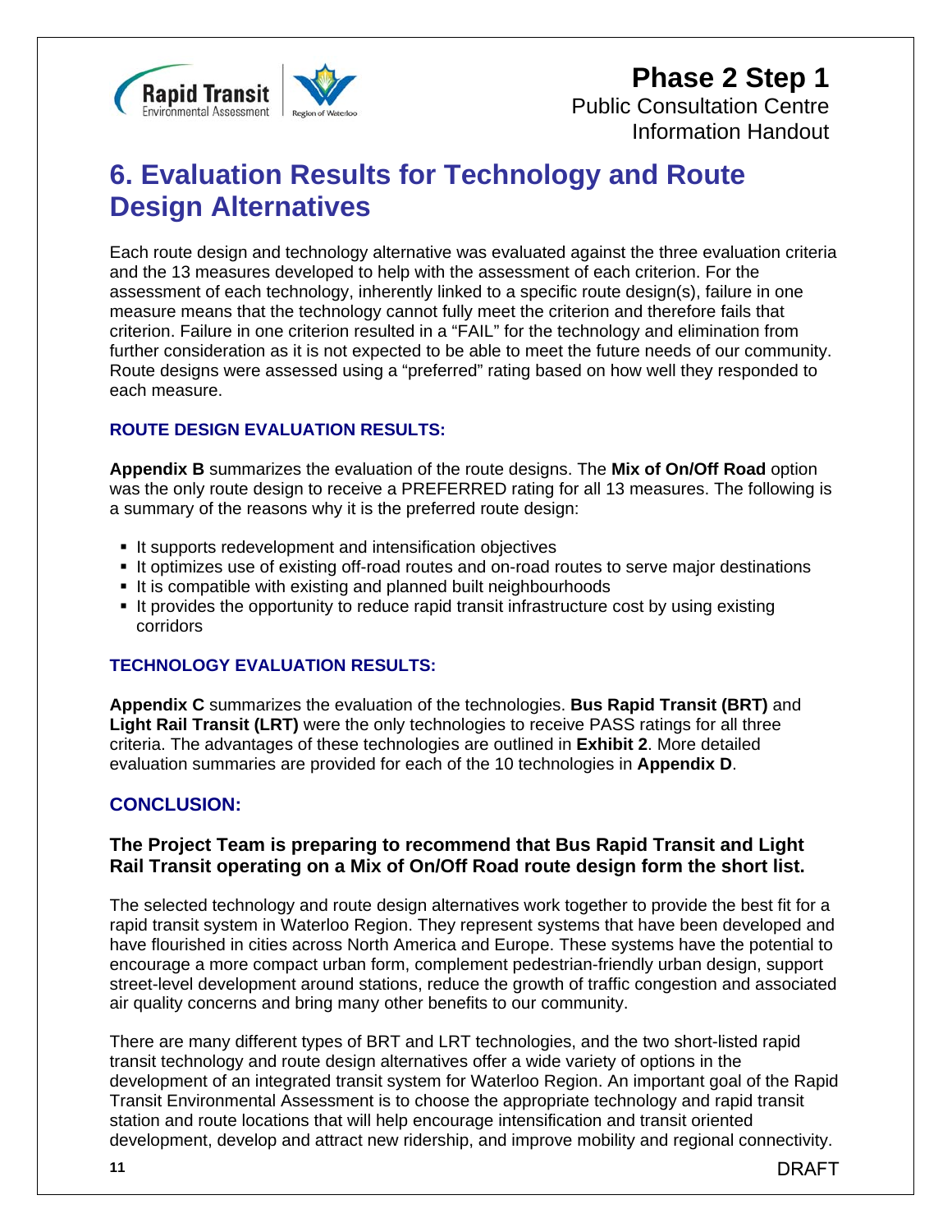# 6. Evaluation Results for Technology and Route Design Alternatives

Each route design and technology alternative was evaluated against the three evaluation criteria and the 13 measures developed to help with the assessment of each criterion. For the assessment of each technology, inherently linked to a specific route design(s), failure in one measure means that the technology cannot fully meet the criterion and therefore fails that criterion. Failure in one criterion resulted in a "FAIL" for the technology and elimination from further consideration as it is not expected to be able to meet the future needs of our community. Route designs were assessed using a "preferred" rating based on how well they responded to each measure.

### ROUTE DESIGN EVALUATION RESULTS:

**Appendix B** summarizes the evaluation of the route designs. The **Mix of On/Off Road** option was the only route design to receive a PREFERRED rating for all 13 measures. The following is a summary of the reasons why it is the preferred route design:

- It supports redevelopment and intensification objectives
- It optimizes use of existing off-road routes and on-road routes to serve major destinations
- It is compatible with existing and planned built neighbourhoods
- It provides the opportunity to reduce rapid transit infrastructure cost by using existing corridors

### TECHNOLOGY EVALUATION RESULTS:

**Appendix C** summarizes the evaluation of the technologies. **Bus Rapid Transit (BRT)** and **Light Rail Transit (LRT)** were the only technologies to receive PASS ratings for all three criteria. The advantages of these technologies are outlined in **Exhibit 2**. More detailed evaluation summaries are provided for each of the 10 technologies in **Appendix D**.

## CONCLUSION:

**The Project Team is preparing to recommend that Bus Rapid Transit and Light Rail Transit operating on a Mix of On/Off Road route design form the short list.**

The selected technology and route design alternatives work together to provide the best fit for a rapid transit system in Waterloo Region. They represent systems that have been developed and have flourished in cities across North America and Europe. These systems have the potential to encourage a more compact urban form, complement pedestrian-friendly urban design, support street-level development around stations, reduce the growth of traffic congestion and associated air quality concerns and bring many other benefits to our community.

There are many different types of BRT and LRT technologies, and the two short-listed rapid transit technology and route design alternatives offer a wide variety of options in the development of an integrated transit system for Waterloo Region. An important goal of the Rapid Transit Environmental Assessment is to choose the appropriate technology and rapid transit station and route locations that will help encourage intensification and transit oriented development, develop and attract new ridership, and improve mobility and regional connectivity.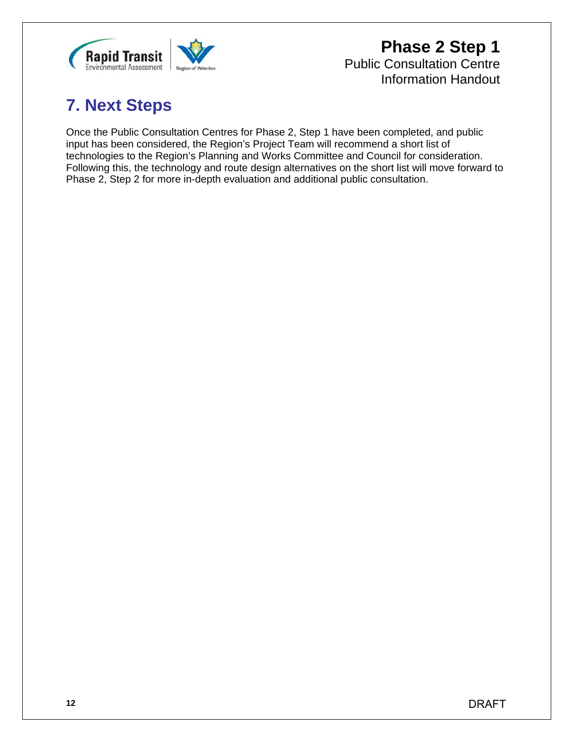## 7. Next Steps

Once the Public Consultation Centres for Phase 2, Step 1 have been completed, and public input has been considered, the Region's Project Team will recommend a short list of technologies to the Region's Planning and Works Committee and Council for consideration. Following this, the technology and route design alternatives on the short list will move forward to Phase 2, Step 2 for more in-depth evaluation and additional public consultation.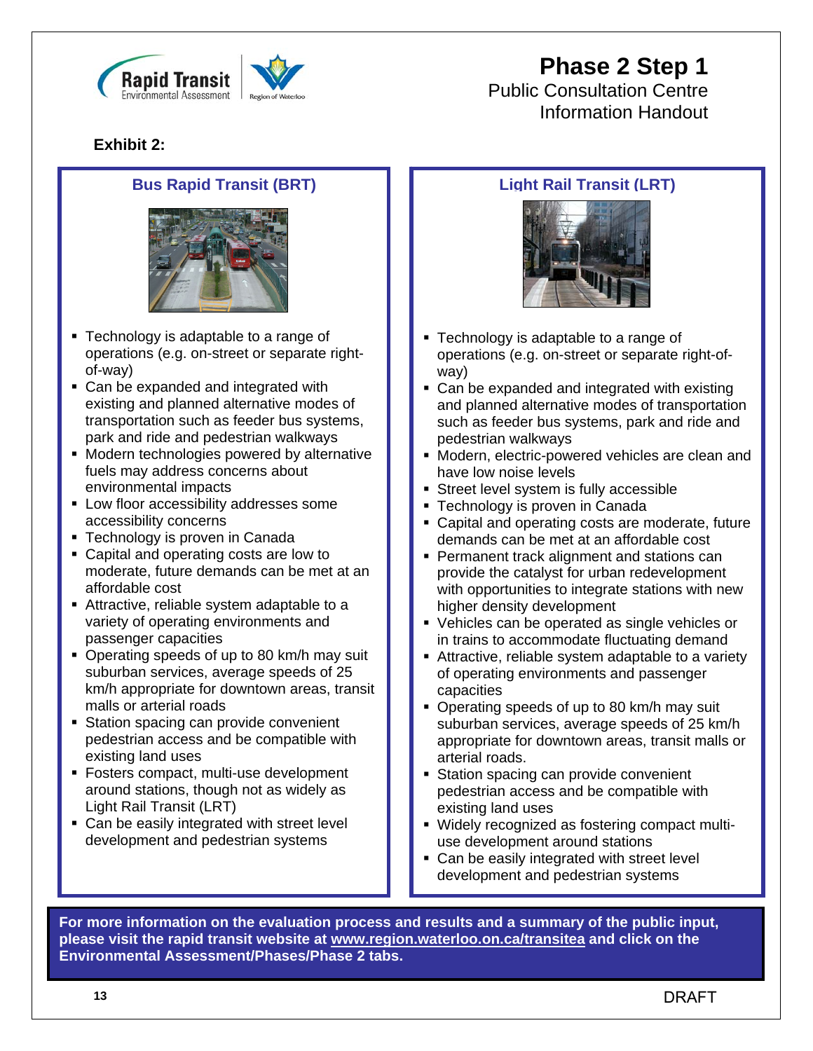# Phase 2 Step 1

Public Consultation Centre
Information Handout

**Exhibit 2:**

## Bus Rapid Transit (BRT)

- Technology is adaptable to a range of operations (e.g. on-street or separate right-of-way)
- Can be expanded and integrated with existing and planned alternative modes of transportation such as feeder bus systems, park and ride and pedestrian walkways
- Modern technologies powered by alternative fuels may address concerns about environmental impacts
- Low floor accessibility addresses some accessibility concerns
- Technology is proven in Canada
- Capital and operating costs are low to moderate, future demands can be met at an affordable cost
- Attractive, reliable system adaptable to a variety of operating environments and passenger capacities
- Operating speeds of up to 80 km/h may suit suburban services, average speeds of 25 km/h appropriate for downtown areas, transit malls or arterial roads
- Station spacing can provide convenient pedestrian access and be compatible with existing land uses
- Fosters compact, multi-use development around stations, though not as widely as Light Rail Transit (LRT)
- Can be easily integrated with street level development and pedestrian systems

## Light Rail Transit (LRT)

- Technology is adaptable to a range of operations (e.g. on-street or separate right-of-way)
- Can be expanded and integrated with existing and planned alternative modes of transportation such as feeder bus systems, park and ride and pedestrian walkways
- Modern, electric-powered vehicles are clean and have low noise levels
- Street level system is fully accessible
- Technology is proven in Canada
- Capital and operating costs are moderate, future demands can be met at an affordable cost
- Permanent track alignment and stations can provide the catalyst for urban redevelopment with opportunities to integrate stations with new higher density development
- Vehicles can be operated as single vehicles or in trains to accommodate fluctuating demand
- Attractive, reliable system adaptable to a variety of operating environments and passenger capacities
- Operating speeds of up to 80 km/h may suit suburban services, average speeds of 25 km/h appropriate for downtown areas, transit malls or arterial roads.
- Station spacing can provide convenient pedestrian access and be compatible with existing land uses
- Widely recognized as fostering compact multi-use development around stations
- Can be easily integrated with street level development and pedestrian systems

**For more information on the evaluation process and results and a summary of the public input, please visit the rapid transit website at www.region.waterloo.on.ca/transitea and click on the Environmental Assessment/Phases/Phase 2 tabs.**

DRAFT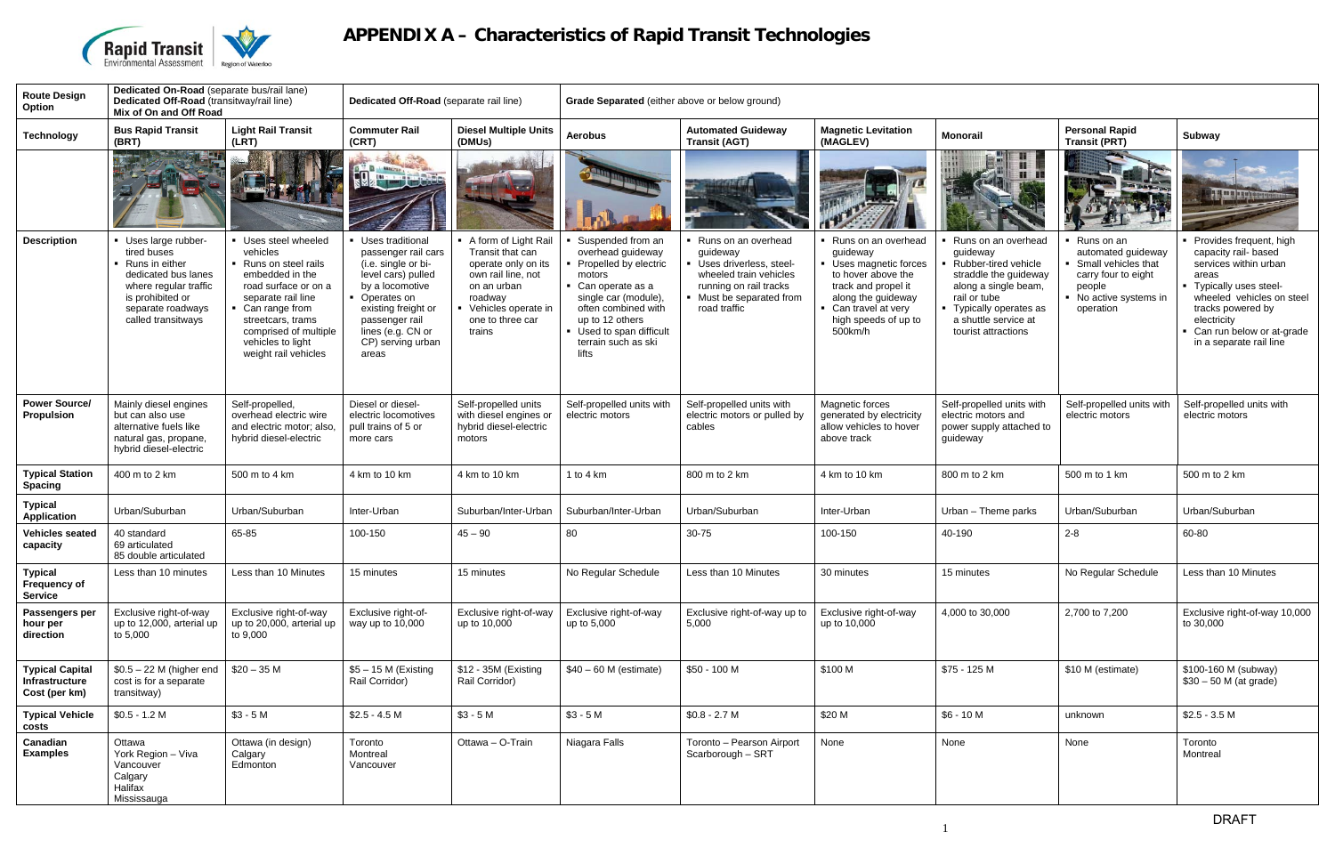# APPENDIX A – Characteristics of Rapid Transit Technologies

| Route Design Option | **Dedicated On-Road** (separate bus/rail lane) **Dedicated Off-Road** (transitway/rail line) **Mix of On and Off Road** | | **Dedicated Off-Road** (separate rail line) | | **Grade Separated** (either above or below ground) | | | | | |
|---|---|---|---|---|---|---|---|---|---|---|
| **Technology** | **Bus Rapid Transit (BRT)** | **Light Rail Transit (LRT)** | **Commuter Rail (CRT)** | **Diesel Multiple Units (DMUs)** | **Aerobus** | **Automated Guideway Transit (AGT)** | **Magnetic Levitation (MAGLEV)** | **Monorail** | **Personal Rapid Transit (PRT)** | **Subway** |
| **Description** | ▪ Uses large rubber-tired buses ▪ Runs in either dedicated bus lanes where regular traffic is prohibited or separate roadways called transitways | ▪ Uses steel wheeled vehicles ▪ Runs on steel rails embedded in the road surface or on a separate rail line ▪ Can range from streetcars, trams comprised of multiple vehicles to light weight rail vehicles | ▪ Uses traditional passenger rail cars (i.e. single or bi-level cars) pulled by a locomotive ▪ Operates on existing freight or passenger rail lines (e.g. CN or CP) serving urban areas | ▪ A form of Light Rail Transit that can operate only on its own rail line, not on an urban roadway ▪ Vehicles operate in one to three car trains | ▪ Suspended from an overhead guideway ▪ Propelled by electric motors ▪ Can operate as a single car (module), often combined with up to 12 others ▪ Used to span difficult terrain such as ski lifts | ▪ Runs on an overhead guideway ▪ Uses driverless, steel-wheeled train vehicles running on rail tracks ▪ Must be separated from road traffic | ▪ Runs on an overhead guideway ▪ Uses magnetic forces to hover above the track and propel it along the guideway ▪ Can travel at very high speeds of up to 500km/h | ▪ Runs on an overhead guideway ▪ Rubber-tired vehicle straddle the guideway along a single beam, rail or tube ▪ Typically operates as a shuttle service at tourist attractions | ▪ Runs on an automated guideway ▪ Small vehicles that carry four to eight people ▪ No active systems in operation | ▪ Provides frequent, high capacity rail- based services within urban areas ▪ Typically uses steel-wheeled vehicles on steel tracks powered by electricity ▪ Can run below or at-grade in a separate rail line |
| **Power Source/ Propulsion** | Mainly diesel engines but can also use alternative fuels like natural gas, propane, hybrid diesel-electric | Self-propelled, overhead electric wire and electric motor; also, hybrid diesel-electric | Diesel or diesel-electric locomotives pull trains of 5 or more cars | Self-propelled units with diesel engines or hybrid diesel-electric motors | Self-propelled units with electric motors | Self-propelled units with electric motors or pulled by cables | Magnetic forces generated by electricity allow vehicles to hover above track | Self-propelled units with electric motors and power supply attached to guideway | Self-propelled units with electric motors | Self-propelled units with electric motors |
| **Typical Station Spacing** | 400 m to 2 km | 500 m to 4 km | 4 km to 10 km | 4 km to 10 km | 1 to 4 km | 800 m to 2 km | 4 km to 10 km | 800 m to 2 km | 500 m to 1 km | 500 m to 2 km |
| **Typical Application** | Urban/Suburban | Urban/Suburban | Inter-Urban | Suburban/Inter-Urban | Suburban/Inter-Urban | Urban/Suburban | Inter-Urban | Urban – Theme parks | Urban/Suburban | Urban/Suburban |
| **Vehicles seated capacity** | 40 standard 69 articulated 85 double articulated | 65-85 | 100-150 | 45 – 90 | 80 | 30-75 | 100-150 | 40-190 | 2-8 | 60-80 |
| **Typical Frequency of Service** | Less than 10 minutes | Less than 10 Minutes | 15 minutes | 15 minutes | No Regular Schedule | Less than 10 Minutes | 30 minutes | 15 minutes | No Regular Schedule | Less than 10 Minutes |
| **Passengers per hour per direction** | Exclusive right-of-way up to 12,000, arterial up to 5,000 | Exclusive right-of-way up to 20,000, arterial up to 9,000 | Exclusive right-of-way up to 10,000 | Exclusive right-of-way up to 10,000 | Exclusive right-of-way up to 5,000 | Exclusive right-of-way up to 5,000 | Exclusive right-of-way up to 10,000 | 4,000 to 30,000 | 2,700 to 7,200 | Exclusive right-of-way 10,000 to 30,000 |
| **Typical Capital Infrastructure Cost (per km)** | $0.5 – 22 M (higher end cost is for a separate transitway) | $20 – 35 M | $5 – 15 M (Existing Rail Corridor) | $12 - 35M (Existing Rail Corridor) | $40 – 60 M (estimate) | $50 - 100 M | $100 M | $75 - 125 M | $10 M (estimate) | $100-160 M (subway) $30 – 50 M (at grade) |
| **Typical Vehicle costs** | $0.5 - 1.2 M | $3 - 5 M | $2.5 - 4.5 M | $3 - 5 M | $3 - 5 M | $0.8 - 2.7 M | $20 M | $6 - 10 M | unknown | $2.5 - 3.5 M |
| **Canadian Examples** | Ottawa York Region – Viva Vancouver Calgary Halifax Mississauga | Ottawa (in design) Calgary Edmonton | Toronto Montreal Vancouver | Ottawa – O-Train | Niagara Falls | Toronto – Pearson Airport Scarborough – SRT | None | None | None | Toronto Montreal |

DRAFT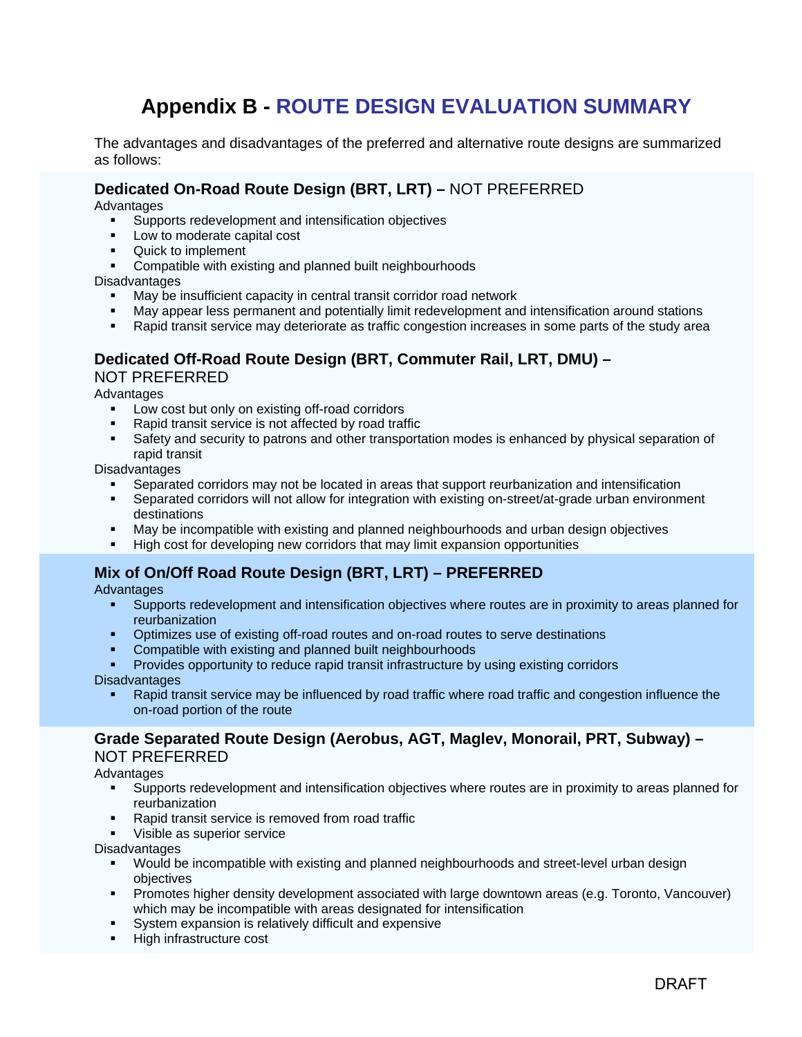# Appendix B - ROUTE DESIGN EVALUATION SUMMARY

The advantages and disadvantages of the preferred and alternative route designs are summarized as follows:

### Dedicated On-Road Route Design (BRT, LRT) – NOT PREFERRED

Advantages

- Supports redevelopment and intensification objectives
- Low to moderate capital cost
- Quick to implement
- Compatible with existing and planned built neighbourhoods

Disadvantages

- May be insufficient capacity in central transit corridor road network
- May appear less permanent and potentially limit redevelopment and intensification around stations
- Rapid transit service may deteriorate as traffic congestion increases in some parts of the study area

### Dedicated Off-Road Route Design (BRT, Commuter Rail, LRT, DMU) – NOT PREFERRED

Advantages

- Low cost but only on existing off-road corridors
- Rapid transit service is not affected by road traffic
- Safety and security to patrons and other transportation modes is enhanced by physical separation of rapid transit

Disadvantages

- Separated corridors may not be located in areas that support reurbanization and intensification
- Separated corridors will not allow for integration with existing on-street/at-grade urban environment destinations
- May be incompatible with existing and planned neighbourhoods and urban design objectives
- High cost for developing new corridors that may limit expansion opportunities

### Mix of On/Off Road Route Design (BRT, LRT) – PREFERRED

Advantages

- Supports redevelopment and intensification objectives where routes are in proximity to areas planned for reurbanization
- Optimizes use of existing off-road routes and on-road routes to serve destinations
- Compatible with existing and planned built neighbourhoods
- Provides opportunity to reduce rapid transit infrastructure by using existing corridors

Disadvantages

- Rapid transit service may be influenced by road traffic where road traffic and congestion influence the on-road portion of the route

### Grade Separated Route Design (Aerobus, AGT, Maglev, Monorail, PRT, Subway) – NOT PREFERRED

Advantages

- Supports redevelopment and intensification objectives where routes are in proximity to areas planned for reurbanization
- Rapid transit service is removed from road traffic
- Visible as superior service

Disadvantages

- Would be incompatible with existing and planned neighbourhoods and street-level urban design objectives
- Promotes higher density development associated with large downtown areas (e.g. Toronto, Vancouver) which may be incompatible with areas designated for intensification
- System expansion is relatively difficult and expensive
- High infrastructure cost

DRAFT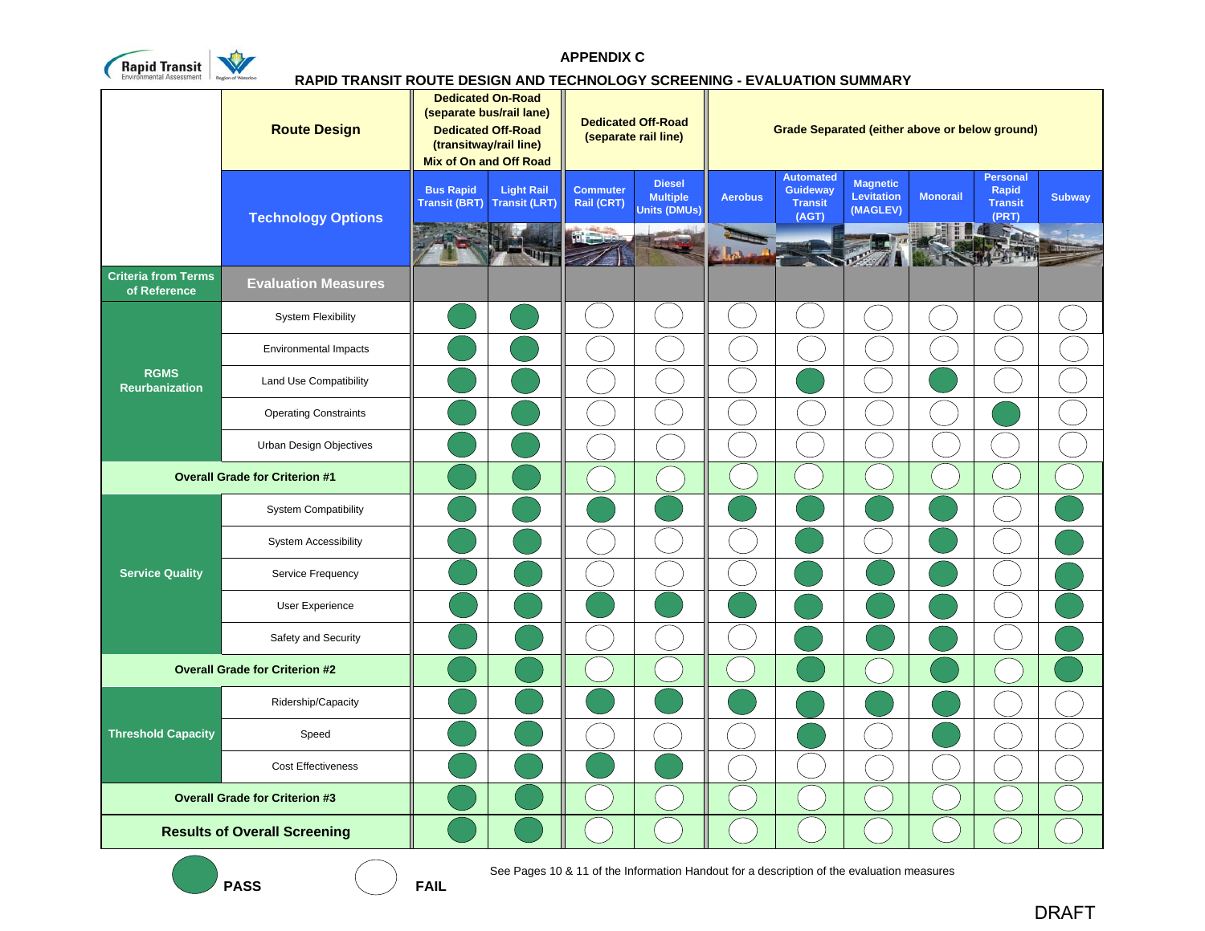## APPENDIX C

## RAPID TRANSIT ROUTE DESIGN AND TECHNOLOGY SCREENING - EVALUATION SUMMARY

| Criteria from Terms of Reference | Route Design | Dedicated On-Road (separate bus/rail lane) Dedicated Off-Road (transitway/rail line) Mix of On and Off Road | | Dedicated Off-Road (separate rail line) | | Grade Separated (either above or below ground) | | | | | |
|---|---|---|---|---|---|---|---|---|---|---|---|
| | **Technology Options** | Bus Rapid Transit (BRT) | Light Rail Transit (LRT) | Commuter Rail (CRT) | Diesel Multiple Units (DMUs) | Aerobus | Automated Guideway Transit (AGT) | Magnetic Levitation (MAGLEV) | Monorail | Personal Rapid Transit (PRT) | Subway |
| | **Evaluation Measures** | | | | | | | | | | |
| RGMS Reurbanization | System Flexibility | PASS | PASS | FAIL | FAIL | FAIL | FAIL | FAIL | FAIL | FAIL | FAIL |
| | Environmental Impacts | PASS | PASS | FAIL | FAIL | FAIL | FAIL | FAIL | FAIL | FAIL | FAIL |
| | Land Use Compatibility | PASS | PASS | FAIL | FAIL | FAIL | PASS | FAIL | PASS | FAIL | FAIL |
| | Operating Constraints | PASS | PASS | FAIL | FAIL | FAIL | FAIL | FAIL | FAIL | PASS | FAIL |
| | Urban Design Objectives | PASS | PASS | FAIL | FAIL | FAIL | FAIL | FAIL | FAIL | FAIL | FAIL |
| **Overall Grade for Criterion #1** | | PASS | PASS | FAIL | FAIL | FAIL | FAIL | FAIL | FAIL | FAIL | FAIL |
| Service Quality | System Compatibility | PASS | PASS | PASS | PASS | PASS | PASS | PASS | PASS | FAIL | PASS |
| | System Accessibility | PASS | PASS | FAIL | FAIL | FAIL | PASS | FAIL | PASS | FAIL | PASS |
| | Service Frequency | PASS | PASS | FAIL | FAIL | FAIL | PASS | PASS | PASS | FAIL | PASS |
| | User Experience | PASS | PASS | PASS | PASS | PASS | PASS | PASS | PASS | FAIL | PASS |
| | Safety and Security | PASS | PASS | FAIL | FAIL | FAIL | PASS | PASS | PASS | FAIL | PASS |
| **Overall Grade for Criterion #2** | | PASS | PASS | FAIL | FAIL | FAIL | PASS | FAIL | PASS | FAIL | PASS |
| Threshold Capacity | Ridership/Capacity | PASS | PASS | PASS | PASS | PASS | PASS | PASS | PASS | FAIL | FAIL |
| | Speed | PASS | PASS | FAIL | FAIL | FAIL | PASS | FAIL | PASS | FAIL | FAIL |
| | Cost Effectiveness | PASS | PASS | PASS | PASS | FAIL | FAIL | FAIL | FAIL | FAIL | FAIL |
| **Overall Grade for Criterion #3** | | PASS | PASS | FAIL | FAIL | FAIL | FAIL | FAIL | FAIL | FAIL | FAIL |
| **Results of Overall Screening** | | PASS | PASS | FAIL | FAIL | FAIL | FAIL | FAIL | FAIL | FAIL | FAIL |

Legend: filled circle = **PASS**; empty circle = **FAIL**

See Pages 10 & 11 of the Information Handout for a description of the evaluation measures

DRAFT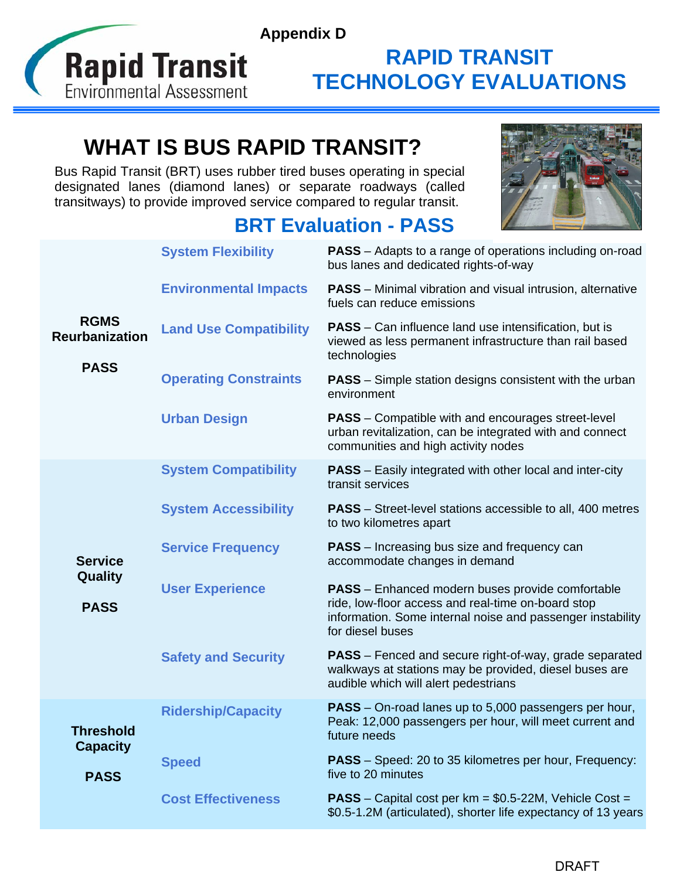Appendix D

# RAPID TRANSIT TECHNOLOGY EVALUATIONS

## WHAT IS BUS RAPID TRANSIT?

Bus Rapid Transit (BRT) uses rubber tired buses operating in special designated lanes (diamond lanes) or separate roadways (called transitways) to provide improved service compared to regular transit.

### BRT Evaluation - PASS

| Category | Criterion | Evaluation |
|---|---|---|
| RGMS Reurbanization<br><br>PASS | System Flexibility | **PASS** – Adapts to a range of operations including on-road bus lanes and dedicated rights-of-way |
| | Environmental Impacts | **PASS** – Minimal vibration and visual intrusion, alternative fuels can reduce emissions |
| | Land Use Compatibility | **PASS** – Can influence land use intensification, but is viewed as less permanent infrastructure than rail based technologies |
| | Operating Constraints | **PASS** – Simple station designs consistent with the urban environment |
| | Urban Design | **PASS** – Compatible with and encourages street-level urban revitalization, can be integrated with and connect communities and high activity nodes |
| Service Quality<br><br>PASS | System Compatibility | **PASS** – Easily integrated with other local and inter-city transit services |
| | System Accessibility | **PASS** – Street-level stations accessible to all, 400 metres to two kilometres apart |
| | Service Frequency | **PASS** – Increasing bus size and frequency can accommodate changes in demand |
| | User Experience | **PASS** – Enhanced modern buses provide comfortable ride, low-floor access and real-time on-board stop information. Some internal noise and passenger instability for diesel buses |
| | Safety and Security | **PASS** – Fenced and secure right-of-way, grade separated walkways at stations may be provided, diesel buses are audible which will alert pedestrians |
| Threshold Capacity<br><br>PASS | Ridership/Capacity | **PASS** – On-road lanes up to 5,000 passengers per hour, Peak: 12,000 passengers per hour, will meet current and future needs |
| | Speed | **PASS** – Speed: 20 to 35 kilometres per hour, Frequency: five to 20 minutes |
| | Cost Effectiveness | **PASS** – Capital cost per km = $0.5-22M, Vehicle Cost = $0.5-1.2M (articulated), shorter life expectancy of 13 years |

DRAFT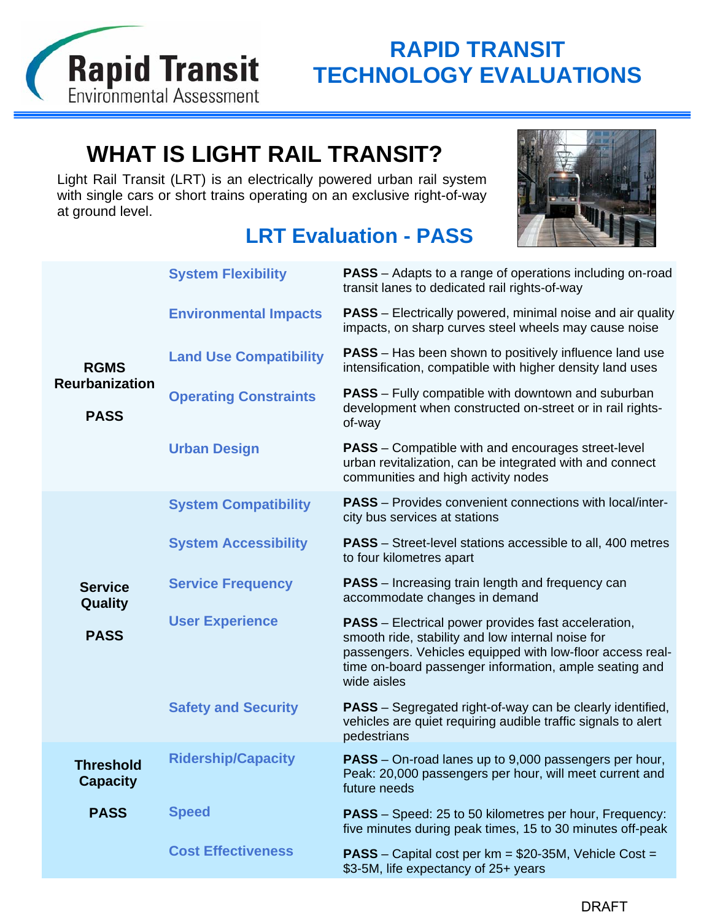# RAPID TRANSIT TECHNOLOGY EVALUATIONS

## WHAT IS LIGHT RAIL TRANSIT?

Light Rail Transit (LRT) is an electrically powered urban rail system with single cars or short trains operating on an exclusive right-of-way at ground level.

### LRT Evaluation - PASS

| Category | Criterion | Evaluation |
|---|---|---|
| **RGMS Reurbanization** **PASS** | System Flexibility | **PASS** – Adapts to a range of operations including on-road transit lanes to dedicated rail rights-of-way |
| | Environmental Impacts | **PASS** – Electrically powered, minimal noise and air quality impacts, on sharp curves steel wheels may cause noise |
| | Land Use Compatibility | **PASS** – Has been shown to positively influence land use intensification, compatible with higher density land uses |
| | Operating Constraints | **PASS** – Fully compatible with downtown and suburban development when constructed on-street or in rail rights-of-way |
| | Urban Design | **PASS** – Compatible with and encourages street-level urban revitalization, can be integrated with and connect communities and high activity nodes |
| **Service Quality** **PASS** | System Compatibility | **PASS** – Provides convenient connections with local/inter-city bus services at stations |
| | System Accessibility | **PASS** – Street-level stations accessible to all, 400 metres to four kilometres apart |
| | Service Frequency | **PASS** – Increasing train length and frequency can accommodate changes in demand |
| | User Experience | **PASS** – Electrical power provides fast acceleration, smooth ride, stability and low internal noise for passengers. Vehicles equipped with low-floor access real-time on-board passenger information, ample seating and wide aisles |
| | Safety and Security | **PASS** – Segregated right-of-way can be clearly identified, vehicles are quiet requiring audible traffic signals to alert pedestrians |
| **Threshold Capacity** **PASS** | Ridership/Capacity | **PASS** – On-road lanes up to 9,000 passengers per hour, Peak: 20,000 passengers per hour, will meet current and future needs |
| | Speed | **PASS** – Speed: 25 to 50 kilometres per hour, Frequency: five minutes during peak times, 15 to 30 minutes off-peak |
| | Cost Effectiveness | **PASS** – Capital cost per km = $20-35M, Vehicle Cost = $3-5M, life expectancy of 25+ years |

DRAFT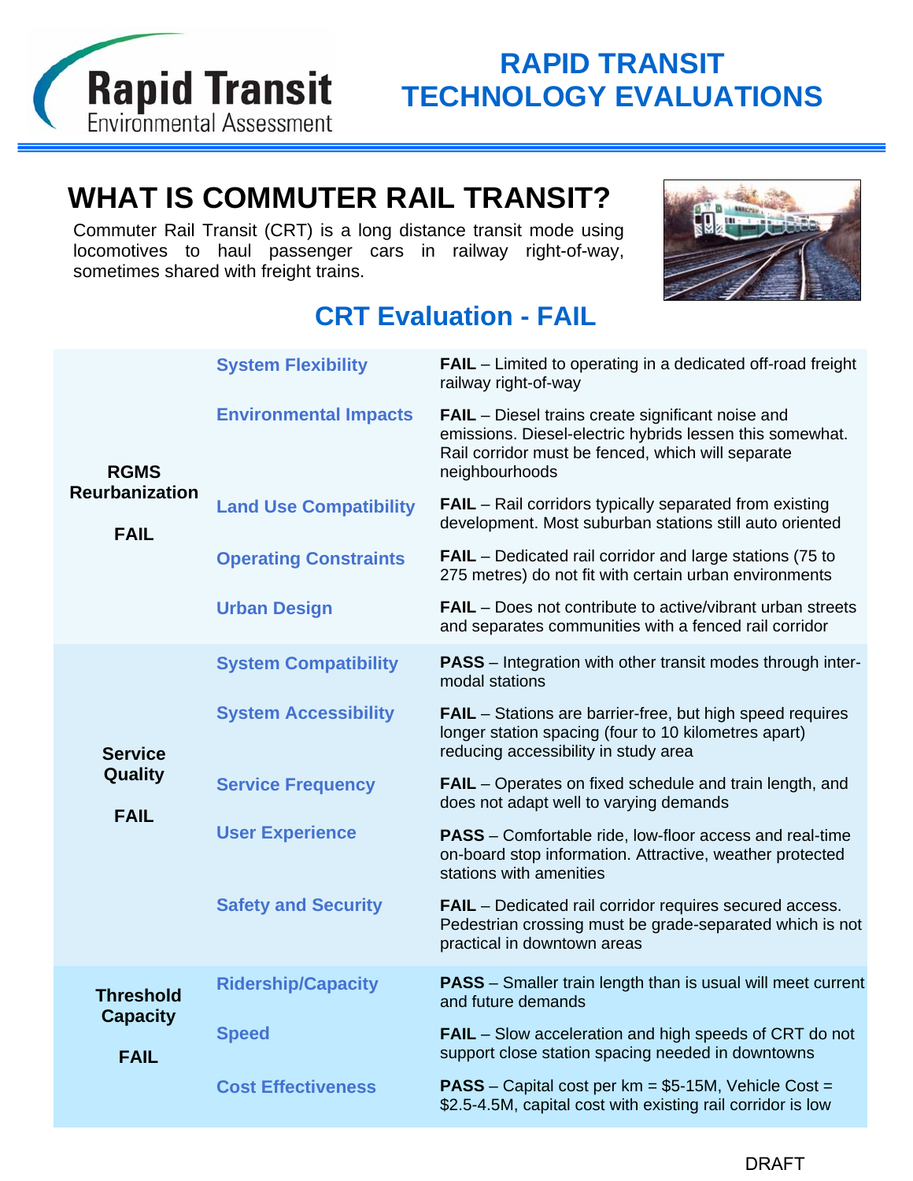# RAPID TRANSIT TECHNOLOGY EVALUATIONS

## WHAT IS COMMUTER RAIL TRANSIT?

Commuter Rail Transit (CRT) is a long distance transit mode using locomotives to haul passenger cars in railway right-of-way, sometimes shared with freight trains.

### CRT Evaluation - FAIL

| Category | Criterion | Evaluation |
|---|---|---|
| **RGMS Reurbanization**<br><br>**FAIL** | System Flexibility | **FAIL** – Limited to operating in a dedicated off-road freight railway right-of-way |
| | Environmental Impacts | **FAIL** – Diesel trains create significant noise and emissions. Diesel-electric hybrids lessen this somewhat. Rail corridor must be fenced, which will separate neighbourhoods |
| | Land Use Compatibility | **FAIL** – Rail corridors typically separated from existing development. Most suburban stations still auto oriented |
| | Operating Constraints | **FAIL** – Dedicated rail corridor and large stations (75 to 275 metres) do not fit with certain urban environments |
| | Urban Design | **FAIL** – Does not contribute to active/vibrant urban streets and separates communities with a fenced rail corridor |
| **Service Quality**<br><br>**FAIL** | System Compatibility | **PASS** – Integration with other transit modes through inter-modal stations |
| | System Accessibility | **FAIL** – Stations are barrier-free, but high speed requires longer station spacing (four to 10 kilometres apart) reducing accessibility in study area |
| | Service Frequency | **FAIL** – Operates on fixed schedule and train length, and does not adapt well to varying demands |
| | User Experience | **PASS** – Comfortable ride, low-floor access and real-time on-board stop information. Attractive, weather protected stations with amenities |
| | Safety and Security | **FAIL** – Dedicated rail corridor requires secured access. Pedestrian crossing must be grade-separated which is not practical in downtown areas |
| **Threshold Capacity**<br><br>**FAIL** | Ridership/Capacity | **PASS** – Smaller train length than is usual will meet current and future demands |
| | Speed | **FAIL** – Slow acceleration and high speeds of CRT do not support close station spacing needed in downtowns |
| | Cost Effectiveness | **PASS** – Capital cost per km = \$5-15M, Vehicle Cost = \$2.5-4.5M, capital cost with existing rail corridor is low |

DRAFT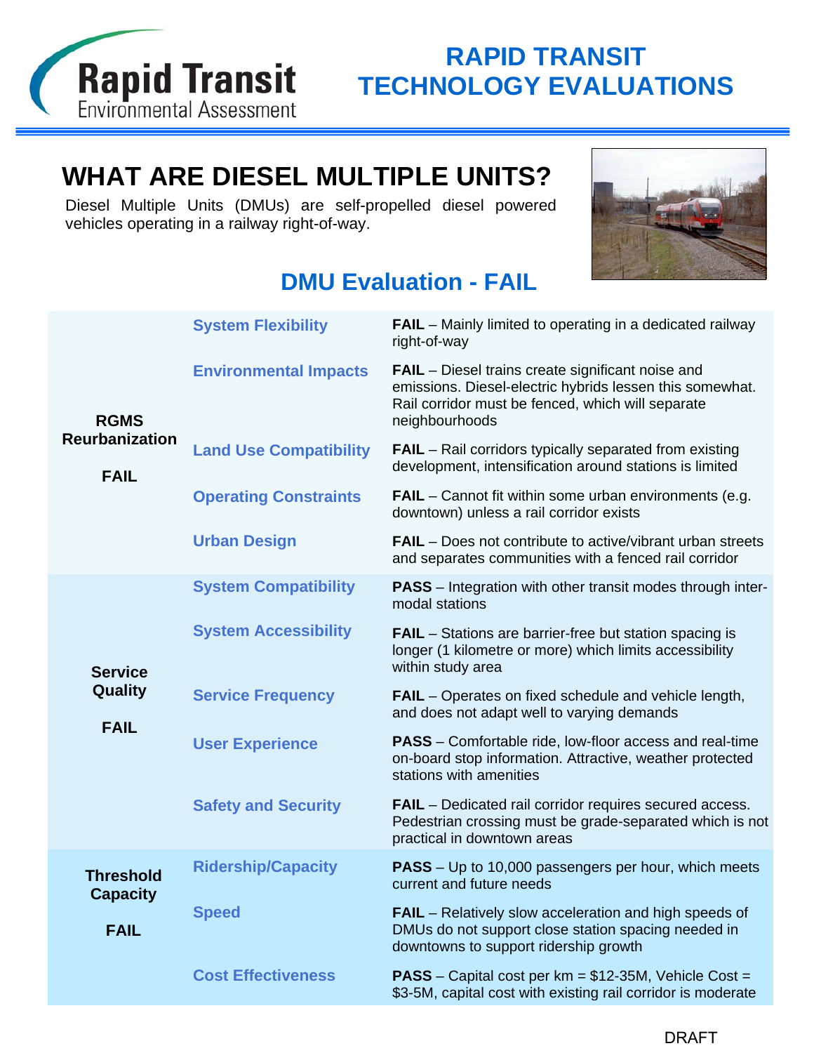Rapid Transit Environmental Assessment

# RAPID TRANSIT TECHNOLOGY EVALUATIONS

## WHAT ARE DIESEL MULTIPLE UNITS?

Diesel Multiple Units (DMUs) are self-propelled diesel powered vehicles operating in a railway right-of-way.

### DMU Evaluation - FAIL

| Category | Criterion | Evaluation |
|---|---|---|
| **RGMS Reurbanization** **FAIL** | System Flexibility | **FAIL** – Mainly limited to operating in a dedicated railway right-of-way |
| | Environmental Impacts | **FAIL** – Diesel trains create significant noise and emissions. Diesel-electric hybrids lessen this somewhat. Rail corridor must be fenced, which will separate neighbourhoods |
| | Land Use Compatibility | **FAIL** – Rail corridors typically separated from existing development, intensification around stations is limited |
| | Operating Constraints | **FAIL** – Cannot fit within some urban environments (e.g. downtown) unless a rail corridor exists |
| | Urban Design | **FAIL** – Does not contribute to active/vibrant urban streets and separates communities with a fenced rail corridor |
| **Service Quality** **FAIL** | System Compatibility | **PASS** – Integration with other transit modes through inter-modal stations |
| | System Accessibility | **FAIL** – Stations are barrier-free but station spacing is longer (1 kilometre or more) which limits accessibility within study area |
| | Service Frequency | **FAIL** – Operates on fixed schedule and vehicle length, and does not adapt well to varying demands |
| | User Experience | **PASS** – Comfortable ride, low-floor access and real-time on-board stop information. Attractive, weather protected stations with amenities |
| | Safety and Security | **FAIL** – Dedicated rail corridor requires secured access. Pedestrian crossing must be grade-separated which is not practical in downtown areas |
| **Threshold Capacity** **FAIL** | Ridership/Capacity | **PASS** – Up to 10,000 passengers per hour, which meets current and future needs |
| | Speed | **FAIL** – Relatively slow acceleration and high speeds of DMUs do not support close station spacing needed in downtowns to support ridership growth |
| | Cost Effectiveness | **PASS** – Capital cost per km = $12-35M, Vehicle Cost = $3-5M, capital cost with existing rail corridor is moderate |

DRAFT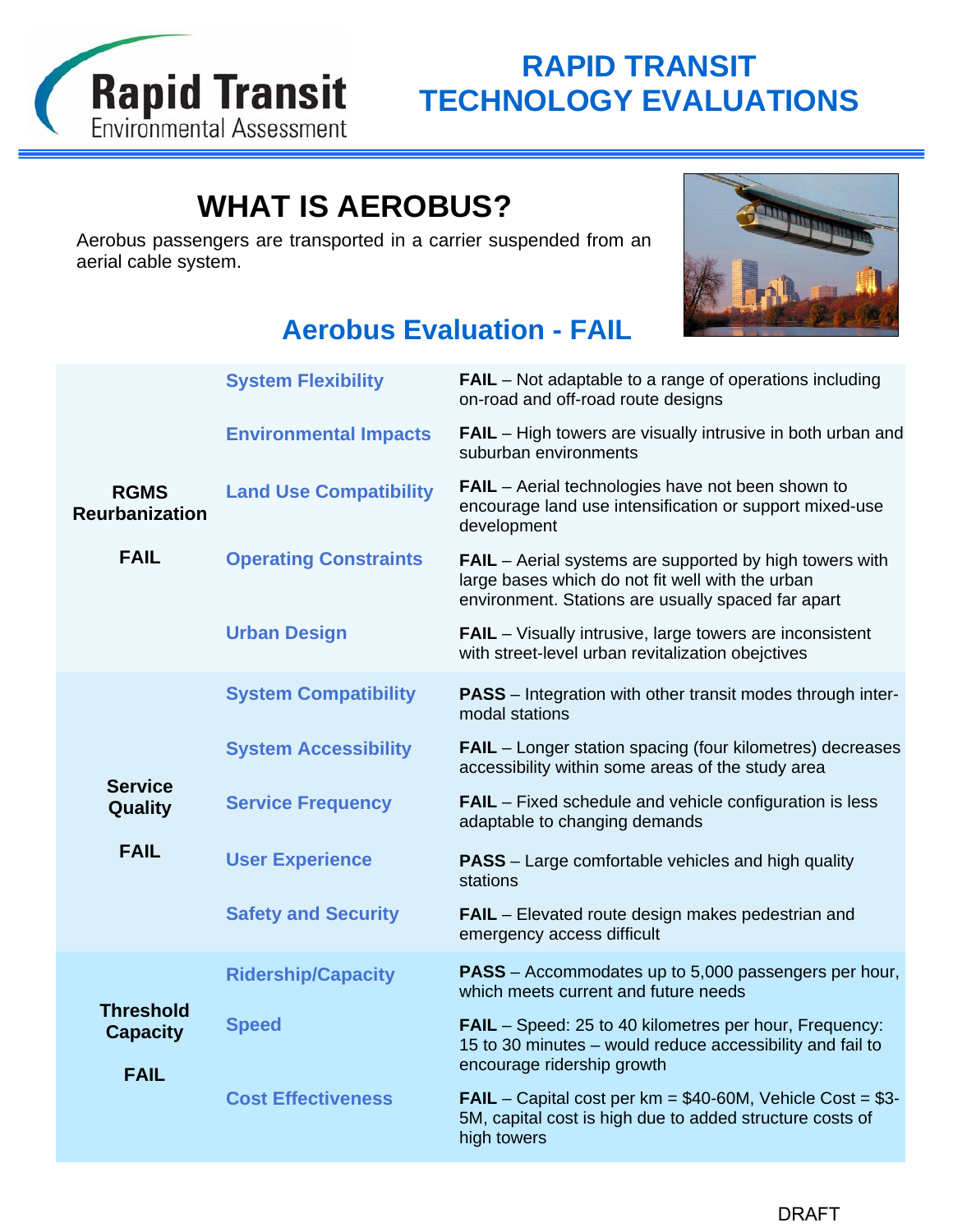Rapid Transit
Environmental Assessment

# RAPID TRANSIT TECHNOLOGY EVALUATIONS

## WHAT IS AEROBUS?

Aerobus passengers are transported in a carrier suspended from an aerial cable system.

## Aerobus Evaluation - FAIL

| Category | Criterion | Evaluation |
|---|---|---|
| **RGMS Reurbanization**<br><br>**FAIL** | System Flexibility | **FAIL** – Not adaptable to a range of operations including on-road and off-road route designs |
| | Environmental Impacts | **FAIL** – High towers are visually intrusive in both urban and suburban environments |
| | Land Use Compatibility | **FAIL** – Aerial technologies have not been shown to encourage land use intensification or support mixed-use development |
| | Operating Constraints | **FAIL** – Aerial systems are supported by high towers with large bases which do not fit well with the urban environment. Stations are usually spaced far apart |
| | Urban Design | **FAIL** – Visually intrusive, large towers are inconsistent with street-level urban revitalization obejctives |
| **Service Quality**<br><br>**FAIL** | System Compatibility | **PASS** – Integration with other transit modes through inter-modal stations |
| | System Accessibility | **FAIL** – Longer station spacing (four kilometres) decreases accessibility within some areas of the study area |
| | Service Frequency | **FAIL** – Fixed schedule and vehicle configuration is less adaptable to changing demands |
| | User Experience | **PASS** – Large comfortable vehicles and high quality stations |
| | Safety and Security | **FAIL** – Elevated route design makes pedestrian and emergency access difficult |
| **Threshold Capacity**<br><br>**FAIL** | Ridership/Capacity | **PASS** – Accommodates up to 5,000 passengers per hour, which meets current and future needs |
| | Speed | **FAIL** – Speed: 25 to 40 kilometres per hour, Frequency: 15 to 30 minutes – would reduce accessibility and fail to encourage ridership growth |
| | Cost Effectiveness | **FAIL** – Capital cost per km = $40-60M, Vehicle Cost = $3-5M, capital cost is high due to added structure costs of high towers |

DRAFT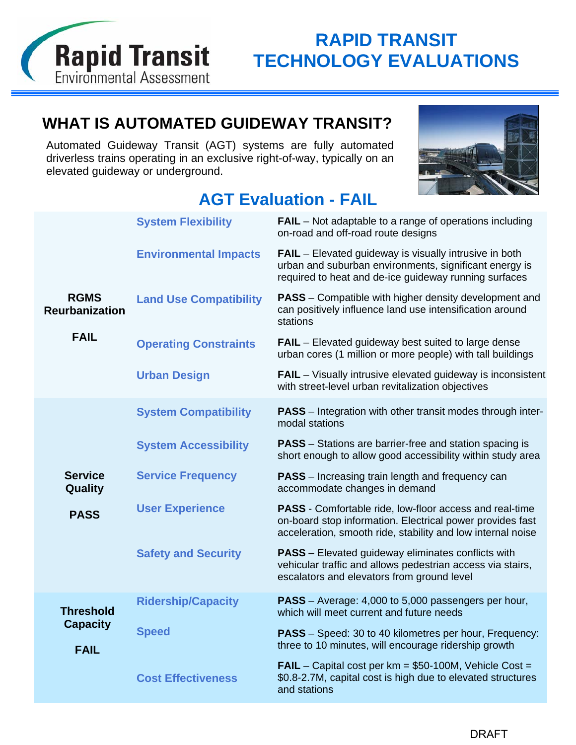# RAPID TRANSIT TECHNOLOGY EVALUATIONS

## WHAT IS AUTOMATED GUIDEWAY TRANSIT?

Automated Guideway Transit (AGT) systems are fully automated driverless trains operating in an exclusive right-of-way, typically on an elevated guideway or underground.

## AGT Evaluation - FAIL

| Category | Criterion | Evaluation |
| --- | --- | --- |
| **RGMS Reurbanization** **FAIL** | System Flexibility | **FAIL** – Not adaptable to a range of operations including on-road and off-road route designs |
| | Environmental Impacts | **FAIL** – Elevated guideway is visually intrusive in both urban and suburban environments, significant energy is required to heat and de-ice guideway running surfaces |
| | Land Use Compatibility | **PASS** – Compatible with higher density development and can positively influence land use intensification around stations |
| | Operating Constraints | **FAIL** – Elevated guideway best suited to large dense urban cores (1 million or more people) with tall buildings |
| | Urban Design | **FAIL** – Visually intrusive elevated guideway is inconsistent with street-level urban revitalization objectives |
| **Service Quality** **PASS** | System Compatibility | **PASS** – Integration with other transit modes through inter-modal stations |
| | System Accessibility | **PASS** – Stations are barrier-free and station spacing is short enough to allow good accessibility within study area |
| | Service Frequency | **PASS** – Increasing train length and frequency can accommodate changes in demand |
| | User Experience | **PASS** - Comfortable ride, low-floor access and real-time on-board stop information. Electrical power provides fast acceleration, smooth ride, stability and low internal noise |
| | Safety and Security | **PASS** – Elevated guideway eliminates conflicts with vehicular traffic and allows pedestrian access via stairs, escalators and elevators from ground level |
| **Threshold Capacity** **FAIL** | Ridership/Capacity | **PASS** – Average: 4,000 to 5,000 passengers per hour, which will meet current and future needs |
| | Speed | **PASS** – Speed: 30 to 40 kilometres per hour, Frequency: three to 10 minutes, will encourage ridership growth |
| | Cost Effectiveness | **FAIL** – Capital cost per km = $50-100M, Vehicle Cost = $0.8-2.7M, capital cost is high due to elevated structures and stations |

DRAFT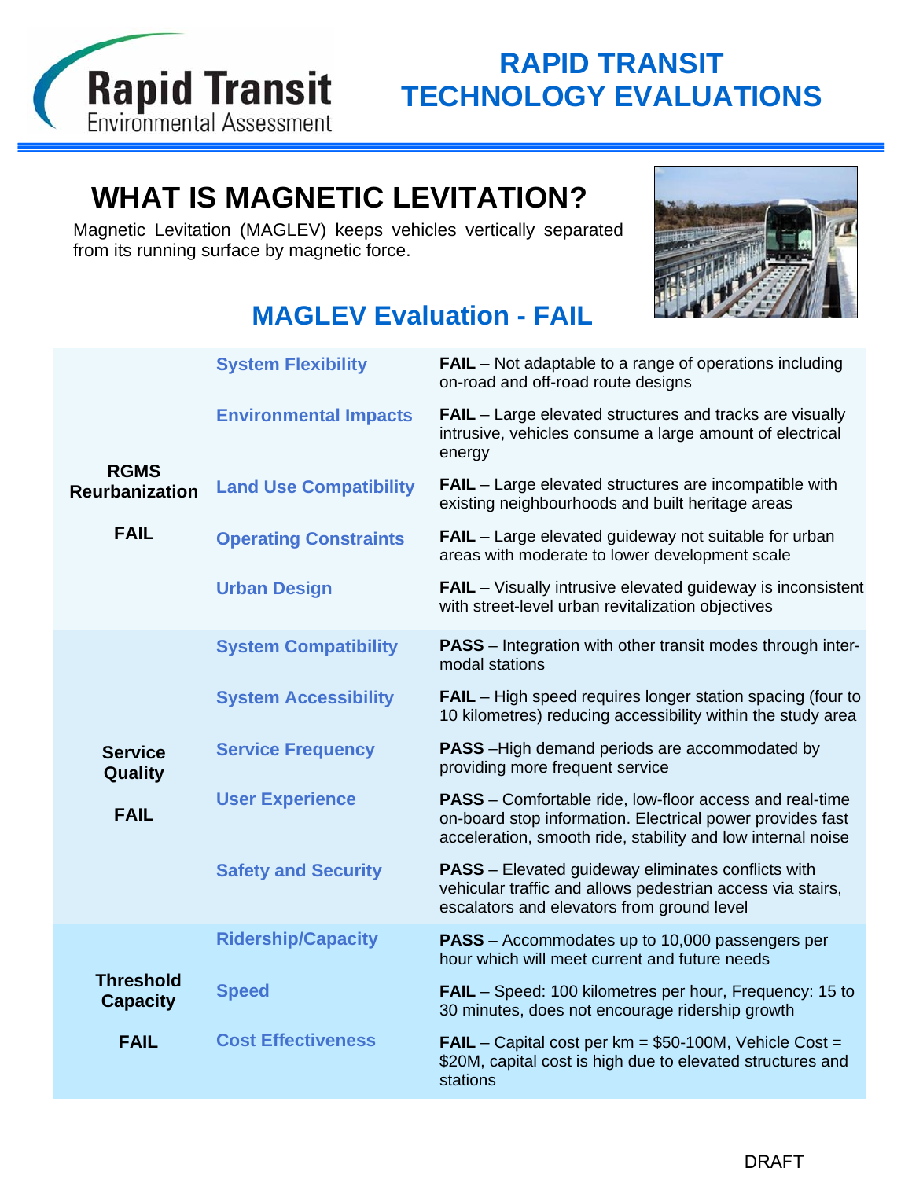# RAPID TRANSIT TECHNOLOGY EVALUATIONS

## WHAT IS MAGNETIC LEVITATION?

Magnetic Levitation (MAGLEV) keeps vehicles vertically separated from its running surface by magnetic force.

## MAGLEV Evaluation - FAIL

| Category | Criterion | Evaluation |
|---|---|---|
| **RGMS Reurbanization** **FAIL** | System Flexibility | **FAIL** – Not adaptable to a range of operations including on-road and off-road route designs |
| | Environmental Impacts | **FAIL** – Large elevated structures and tracks are visually intrusive, vehicles consume a large amount of electrical energy |
| | Land Use Compatibility | **FAIL** – Large elevated structures are incompatible with existing neighbourhoods and built heritage areas |
| | Operating Constraints | **FAIL** – Large elevated guideway not suitable for urban areas with moderate to lower development scale |
| | Urban Design | **FAIL** – Visually intrusive elevated guideway is inconsistent with street-level urban revitalization objectives |
| **Service Quality** **FAIL** | System Compatibility | **PASS** – Integration with other transit modes through inter-modal stations |
| | System Accessibility | **FAIL** – High speed requires longer station spacing (four to 10 kilometres) reducing accessibility within the study area |
| | Service Frequency | **PASS** –High demand periods are accommodated by providing more frequent service |
| | User Experience | **PASS** – Comfortable ride, low-floor access and real-time on-board stop information. Electrical power provides fast acceleration, smooth ride, stability and low internal noise |
| | Safety and Security | **PASS** – Elevated guideway eliminates conflicts with vehicular traffic and allows pedestrian access via stairs, escalators and elevators from ground level |
| **Threshold Capacity** **FAIL** | Ridership/Capacity | **PASS** – Accommodates up to 10,000 passengers per hour which will meet current and future needs |
| | Speed | **FAIL** – Speed: 100 kilometres per hour, Frequency: 15 to 30 minutes, does not encourage ridership growth |
| | Cost Effectiveness | **FAIL** – Capital cost per km = $50-100M, Vehicle Cost = $20M, capital cost is high due to elevated structures and stations |

DRAFT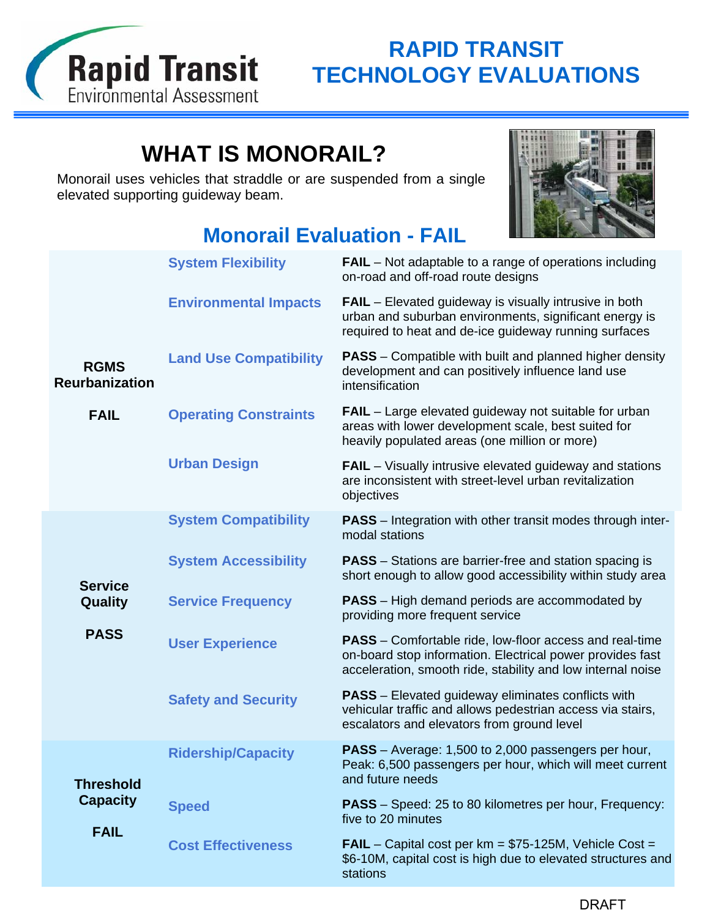# RAPID TRANSIT TECHNOLOGY EVALUATIONS

## WHAT IS MONORAIL?

Monorail uses vehicles that straddle or are suspended from a single elevated supporting guideway beam.

### Monorail Evaluation - FAIL

| Category | Criterion | Evaluation |
|---|---|---|
| **RGMS Reurbanization**<br><br>**FAIL** | System Flexibility | **FAIL** – Not adaptable to a range of operations including on-road and off-road route designs |
| | Environmental Impacts | **FAIL** – Elevated guideway is visually intrusive in both urban and suburban environments, significant energy is required to heat and de-ice guideway running surfaces |
| | Land Use Compatibility | **PASS** – Compatible with built and planned higher density development and can positively influence land use intensification |
| | Operating Constraints | **FAIL** – Large elevated guideway not suitable for urban areas with lower development scale, best suited for heavily populated areas (one million or more) |
| | Urban Design | **FAIL** – Visually intrusive elevated guideway and stations are inconsistent with street-level urban revitalization objectives |
| **Service Quality**<br><br>**PASS** | System Compatibility | **PASS** – Integration with other transit modes through inter-modal stations |
| | System Accessibility | **PASS** – Stations are barrier-free and station spacing is short enough to allow good accessibility within study area |
| | Service Frequency | **PASS** – High demand periods are accommodated by providing more frequent service |
| | User Experience | **PASS** – Comfortable ride, low-floor access and real-time on-board stop information. Electrical power provides fast acceleration, smooth ride, stability and low internal noise |
| | Safety and Security | **PASS** – Elevated guideway eliminates conflicts with vehicular traffic and allows pedestrian access via stairs, escalators and elevators from ground level |
| **Threshold Capacity**<br><br>**FAIL** | Ridership/Capacity | **PASS** – Average: 1,500 to 2,000 passengers per hour, Peak: 6,500 passengers per hour, which will meet current and future needs |
| | Speed | **PASS** – Speed: 25 to 80 kilometres per hour, Frequency: five to 20 minutes |
| | Cost Effectiveness | **FAIL** – Capital cost per km = $75-125M, Vehicle Cost = $6-10M, capital cost is high due to elevated structures and stations |

DRAFT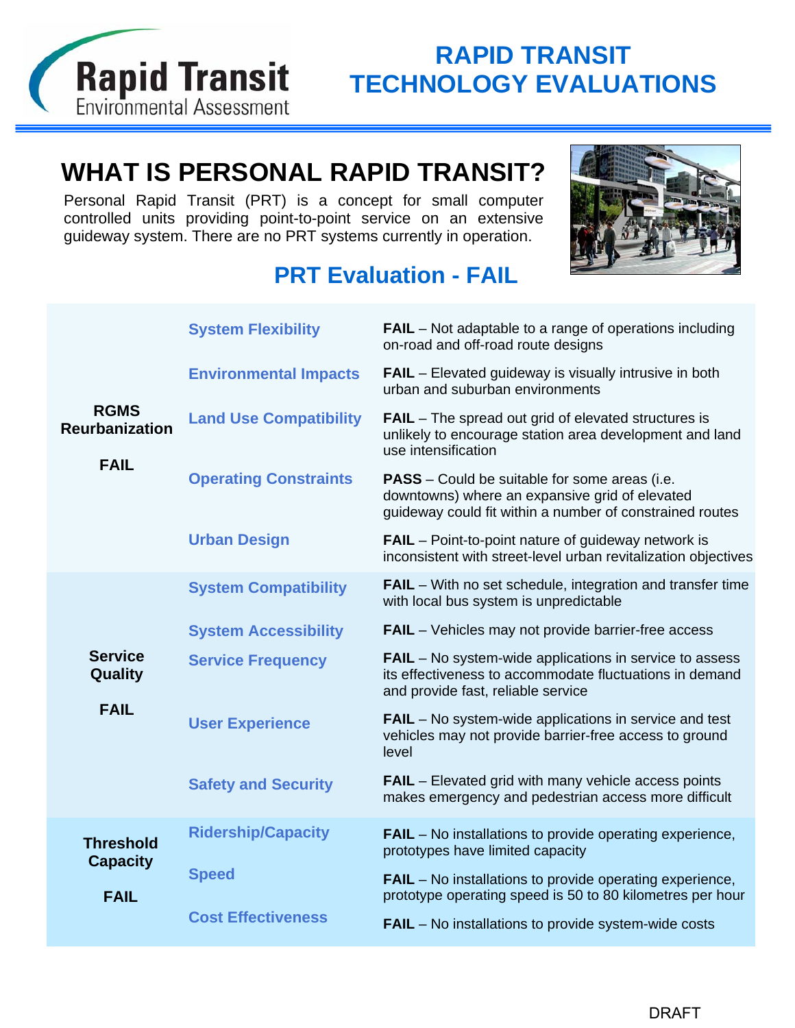# RAPID TRANSIT TECHNOLOGY EVALUATIONS

Rapid Transit Environmental Assessment

## WHAT IS PERSONAL RAPID TRANSIT?

Personal Rapid Transit (PRT) is a concept for small computer controlled units providing point-to-point service on an extensive guideway system. There are no PRT systems currently in operation.

### PRT Evaluation - FAIL

| | | |
|---|---|---|
| **RGMS Reurbanization**<br><br>**FAIL** | **System Flexibility** | **FAIL** – Not adaptable to a range of operations including on-road and off-road route designs |
| | **Environmental Impacts** | **FAIL** – Elevated guideway is visually intrusive in both urban and suburban environments |
| | **Land Use Compatibility** | **FAIL** – The spread out grid of elevated structures is unlikely to encourage station area development and land use intensification |
| | **Operating Constraints** | **PASS** – Could be suitable for some areas (i.e. downtowns) where an expansive grid of elevated guideway could fit within a number of constrained routes |
| | **Urban Design** | **FAIL** – Point-to-point nature of guideway network is inconsistent with street-level urban revitalization objectives |
| **Service Quality**<br><br>**FAIL** | **System Compatibility** | **FAIL** – With no set schedule, integration and transfer time with local bus system is unpredictable |
| | **System Accessibility** | **FAIL** – Vehicles may not provide barrier-free access |
| | **Service Frequency** | **FAIL** – No system-wide applications in service to assess its effectiveness to accommodate fluctuations in demand and provide fast, reliable service |
| | **User Experience** | **FAIL** – No system-wide applications in service and test vehicles may not provide barrier-free access to ground level |
| | **Safety and Security** | **FAIL** – Elevated grid with many vehicle access points makes emergency and pedestrian access more difficult |
| **Threshold Capacity**<br><br>**FAIL** | **Ridership/Capacity** | **FAIL** – No installations to provide operating experience, prototypes have limited capacity |
| | **Speed** | **FAIL** – No installations to provide operating experience, prototype operating speed is 50 to 80 kilometres per hour |
| | **Cost Effectiveness** | **FAIL** – No installations to provide system-wide costs |

DRAFT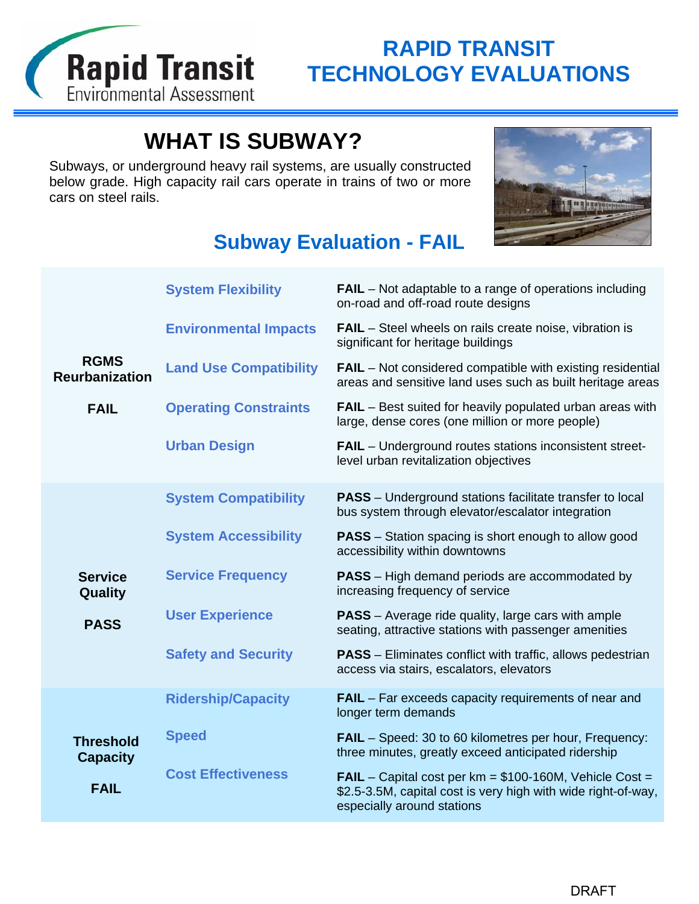# RAPID TRANSIT TECHNOLOGY EVALUATIONS

## WHAT IS SUBWAY?

Subways, or underground heavy rail systems, are usually constructed below grade. High capacity rail cars operate in trains of two or more cars on steel rails.

## Subway Evaluation - FAIL

| Category | Criterion | Evaluation |
|---|---|---|
| **RGMS Reurbanization** **FAIL** | **System Flexibility** | **FAIL** – Not adaptable to a range of operations including on-road and off-road route designs |
| | **Environmental Impacts** | **FAIL** – Steel wheels on rails create noise, vibration is significant for heritage buildings |
| | **Land Use Compatibility** | **FAIL** – Not considered compatible with existing residential areas and sensitive land uses such as built heritage areas |
| | **Operating Constraints** | **FAIL** – Best suited for heavily populated urban areas with large, dense cores (one million or more people) |
| | **Urban Design** | **FAIL** – Underground routes stations inconsistent street-level urban revitalization objectives |
| **Service Quality** **PASS** | **System Compatibility** | **PASS** – Underground stations facilitate transfer to local bus system through elevator/escalator integration |
| | **System Accessibility** | **PASS** – Station spacing is short enough to allow good accessibility within downtowns |
| | **Service Frequency** | **PASS** – High demand periods are accommodated by increasing frequency of service |
| | **User Experience** | **PASS** – Average ride quality, large cars with ample seating, attractive stations with passenger amenities |
| | **Safety and Security** | **PASS** – Eliminates conflict with traffic, allows pedestrian access via stairs, escalators, elevators |
| **Threshold Capacity** **FAIL** | **Ridership/Capacity** | **FAIL** – Far exceeds capacity requirements of near and longer term demands |
| | **Speed** | **FAIL** – Speed: 30 to 60 kilometres per hour, Frequency: three minutes, greatly exceed anticipated ridership |
| | **Cost Effectiveness** | **FAIL** – Capital cost per km = $100-160M, Vehicle Cost = $2.5-3.5M, capital cost is very high with wide right-of-way, especially around stations |

DRAFT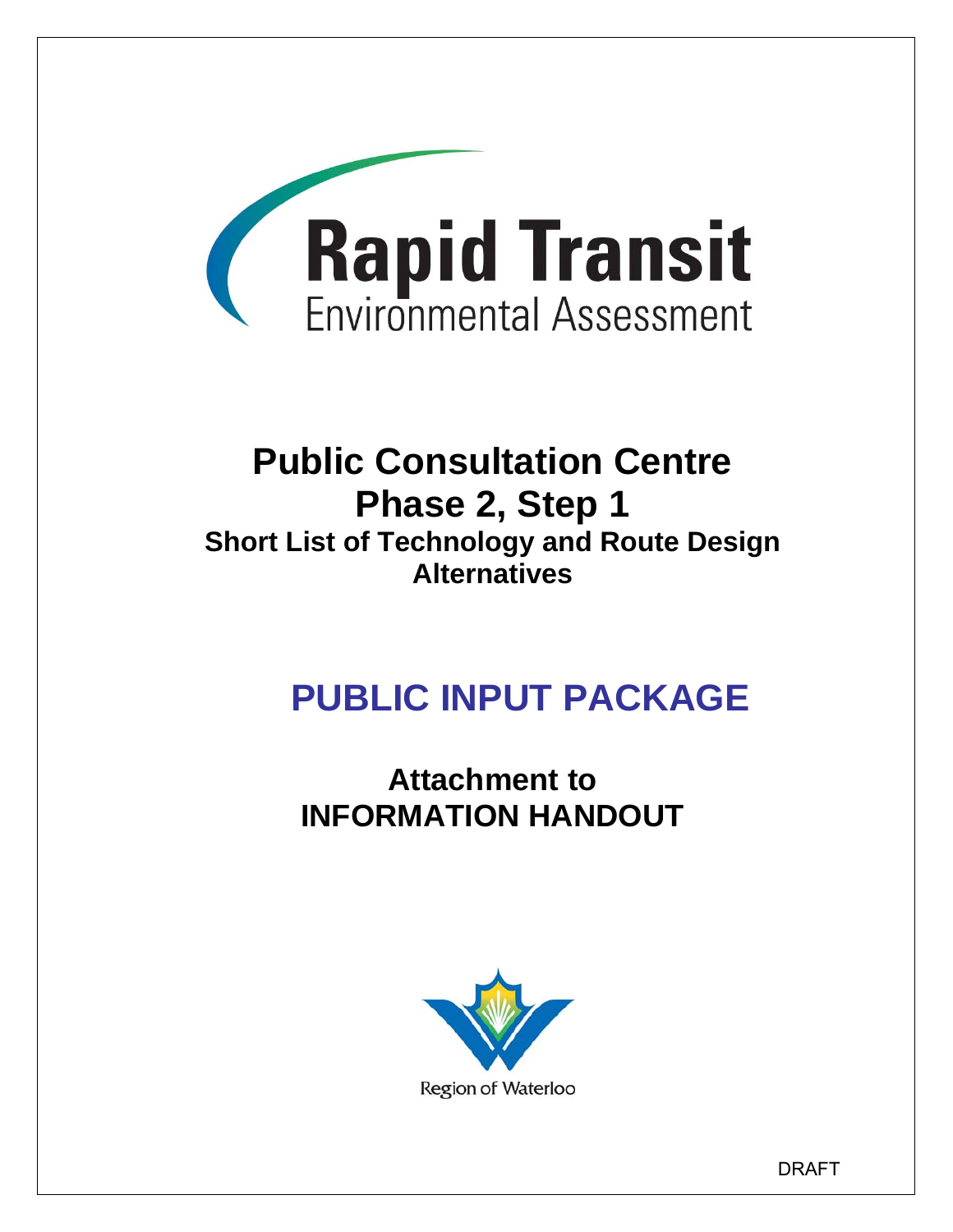# Rapid Transit

## Environmental Assessment

# Public Consultation Centre
# Phase 2, Step 1

### Short List of Technology and Route Design Alternatives

# PUBLIC INPUT PACKAGE

## Attachment to INFORMATION HANDOUT

Region of Waterloo

DRAFT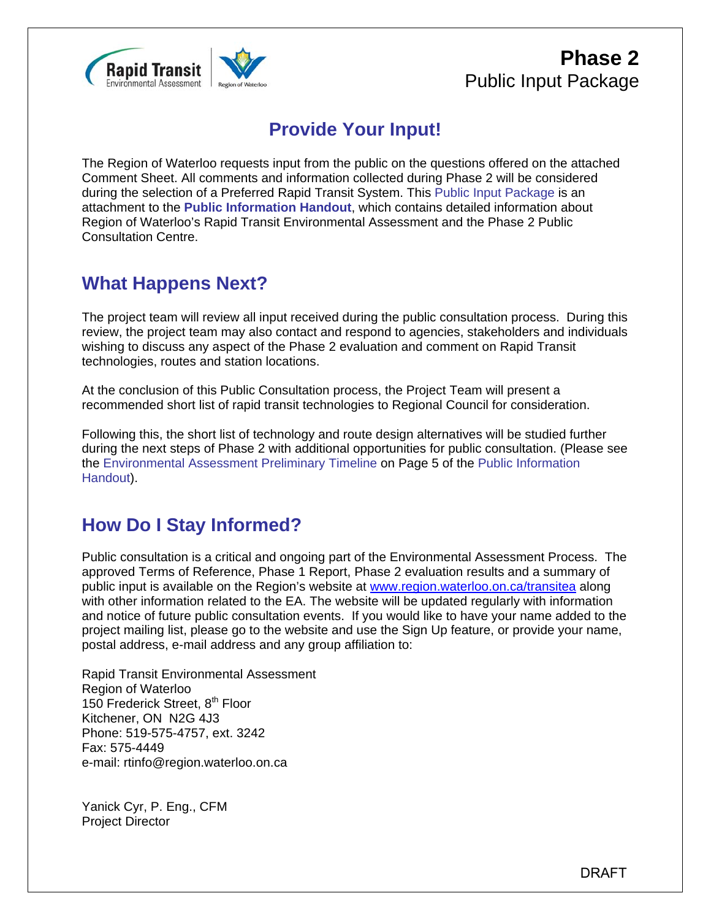# Phase 2
Public Input Package

## Provide Your Input!

The Region of Waterloo requests input from the public on the questions offered on the attached Comment Sheet. All comments and information collected during Phase 2 will be considered during the selection of a Preferred Rapid Transit System. This Public Input Package is an attachment to the **Public Information Handout**, which contains detailed information about Region of Waterloo's Rapid Transit Environmental Assessment and the Phase 2 Public Consultation Centre.

## What Happens Next?

The project team will review all input received during the public consultation process. During this review, the project team may also contact and respond to agencies, stakeholders and individuals wishing to discuss any aspect of the Phase 2 evaluation and comment on Rapid Transit technologies, routes and station locations.

At the conclusion of this Public Consultation process, the Project Team will present a recommended short list of rapid transit technologies to Regional Council for consideration.

Following this, the short list of technology and route design alternatives will be studied further during the next steps of Phase 2 with additional opportunities for public consultation. (Please see the Environmental Assessment Preliminary Timeline on Page 5 of the Public Information Handout).

## How Do I Stay Informed?

Public consultation is a critical and ongoing part of the Environmental Assessment Process. The approved Terms of Reference, Phase 1 Report, Phase 2 evaluation results and a summary of public input is available on the Region's website at www.region.waterloo.on.ca/transitea along with other information related to the EA. The website will be updated regularly with information and notice of future public consultation events. If you would like to have your name added to the project mailing list, please go to the website and use the Sign Up feature, or provide your name, postal address, e-mail address and any group affiliation to:

Rapid Transit Environmental Assessment
Region of Waterloo
150 Frederick Street, 8th Floor
Kitchener, ON N2G 4J3
Phone: 519-575-4757, ext. 3242
Fax: 575-4449
e-mail: rtinfo@region.waterloo.on.ca

Yanick Cyr, P. Eng., CFM
Project Director

DRAFT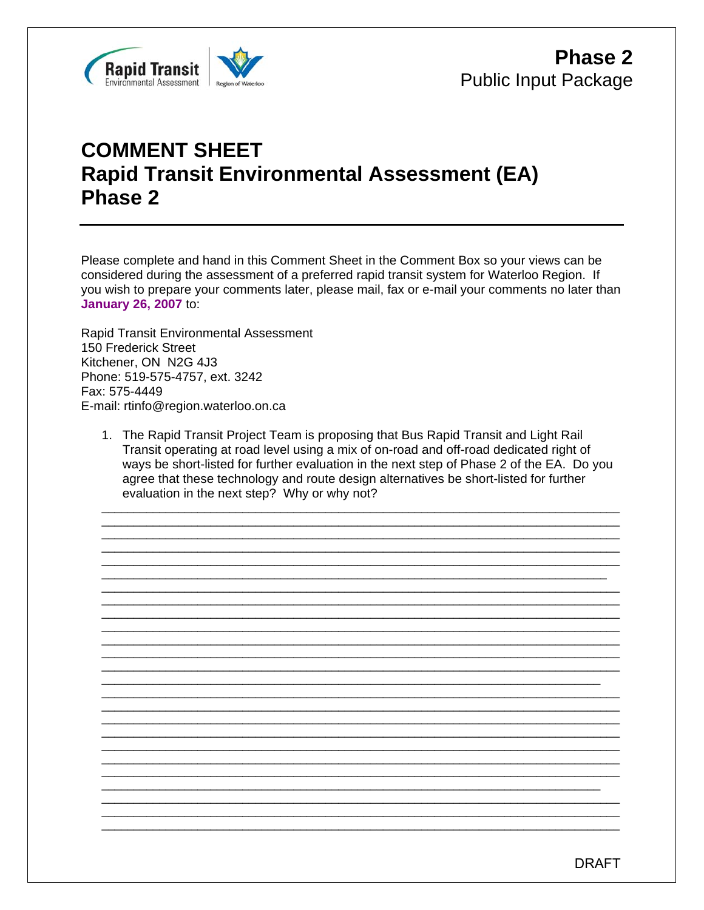Phase 2
Public Input Package

# COMMENT SHEET
# Rapid Transit Environmental Assessment (EA)
# Phase 2

Please complete and hand in this Comment Sheet in the Comment Box so your views can be considered during the assessment of a preferred rapid transit system for Waterloo Region. If you wish to prepare your comments later, please mail, fax or e-mail your comments no later than **January 26, 2007** to:

Rapid Transit Environmental Assessment
150 Frederick Street
Kitchener, ON N2G 4J3
Phone: 519-575-4757, ext. 3242
Fax: 575-4449
E-mail: rtinfo@region.waterloo.on.ca

1. The Rapid Transit Project Team is proposing that Bus Rapid Transit and Light Rail Transit operating at road level using a mix of on-road and off-road dedicated right of ways be short-listed for further evaluation in the next step of Phase 2 of the EA. Do you agree that these technology and route design alternatives be short-listed for further evaluation in the next step? Why or why not?

DRAFT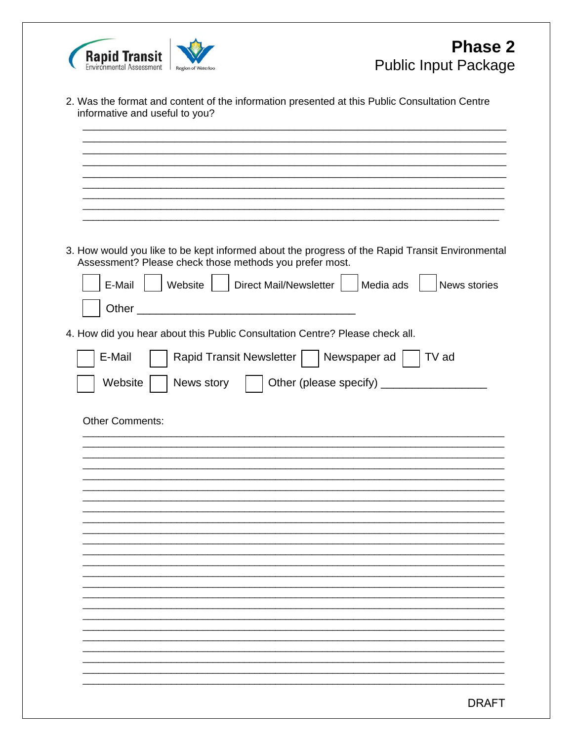**Phase 2**
Public Input Package

2. Was the format and content of the information presented at this Public Consultation Centre informative and useful to you?

______________________________________________________________________
______________________________________________________________________
______________________________________________________________________
______________________________________________________________________
______________________________________________________________________
______________________________________________________________________
______________________________________________________________________
______________________________________________________________________
______________________________________________________________________

3. How would you like to be kept informed about the progress of the Rapid Transit Environmental Assessment? Please check those methods you prefer most.

☐ E-Mail ☐ Website ☐ Direct Mail/Newsletter ☐ Media ads ☐ News stories

☐ Other ___________________________________

4. How did you hear about this Public Consultation Centre? Please check all.

☐ E-Mail ☐ Rapid Transit Newsletter ☐ Newspaper ad ☐ TV ad

☐ Website ☐ News story ☐ Other (please specify) ________________

Other Comments:

______________________________________________________________________
______________________________________________________________________
______________________________________________________________________
______________________________________________________________________
______________________________________________________________________
______________________________________________________________________
______________________________________________________________________
______________________________________________________________________
______________________________________________________________________
______________________________________________________________________
______________________________________________________________________
______________________________________________________________________
______________________________________________________________________
______________________________________________________________________
______________________________________________________________________
______________________________________________________________________
______________________________________________________________________
______________________________________________________________________
______________________________________________________________________
______________________________________________________________________
______________________________________________________________________
______________________________________________________________________
______________________________________________________________________

DRAFT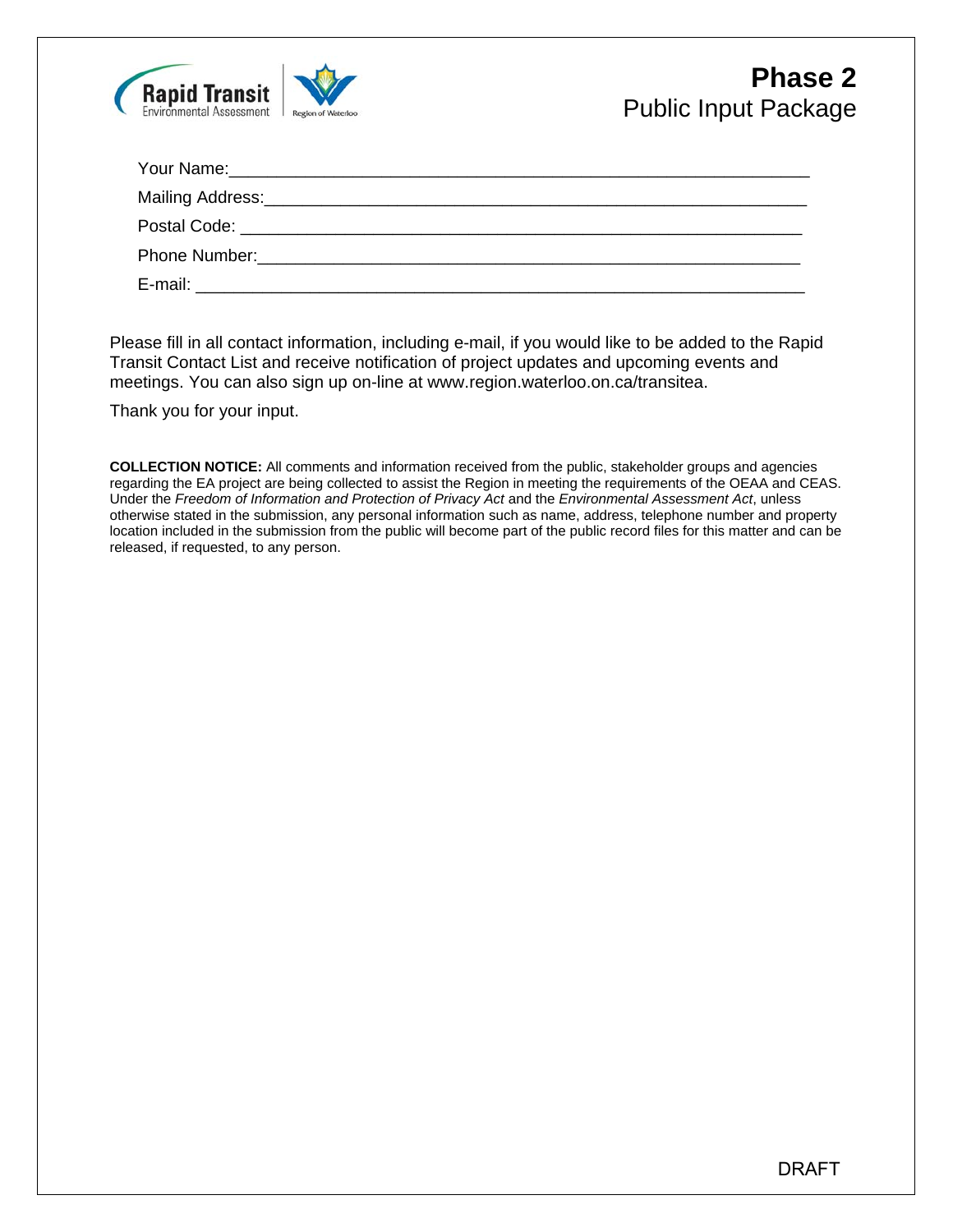Rapid Transit Environmental Assessment | Region of Waterloo

# Phase 2

## Public Input Package

Your Name:_______________________________________________________________

Mailing Address:__________________________________________________________

Postal Code: ______________________________________________________________

Phone Number:____________________________________________________________

E-mail: __________________________________________________________________

Please fill in all contact information, including e-mail, if you would like to be added to the Rapid Transit Contact List and receive notification of project updates and upcoming events and meetings. You can also sign up on-line at www.region.waterloo.on.ca/transitea.

Thank you for your input.

**COLLECTION NOTICE:** All comments and information received from the public, stakeholder groups and agencies regarding the EA project are being collected to assist the Region in meeting the requirements of the OEAA and CEAS. Under the *Freedom of Information and Protection of Privacy Act* and the *Environmental Assessment Act*, unless otherwise stated in the submission, any personal information such as name, address, telephone number and property location included in the submission from the public will become part of the public record files for this matter and can be released, if requested, to any person.

DRAFT